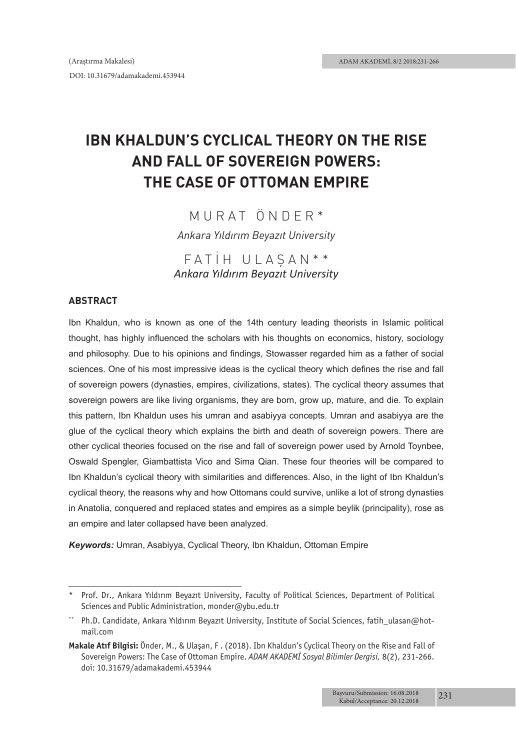(Araştırma Makalesi)

DOI: 10.31679/adamakademi.453944

# IBN KHALDUN'S CYCLICAL THEORY ON THE RISE AND FALL OF SOVEREIGN POWERS: THE CASE OF OTTOMAN EMPIRE

MURAT ÖNDER*

*Ankara Yıldırım Beyazıt University*

FATİH ULAŞAN**

*Ankara Yıldırım Beyazıt University*

## ABSTRACT

Ibn Khaldun, who is known as one of the 14th century leading theorists in Islamic political thought, has highly influenced the scholars with his thoughts on economics, history, sociology and philosophy. Due to his opinions and findings, Stowasser regarded him as a father of social sciences. One of his most impressive ideas is the cyclical theory which defines the rise and fall of sovereign powers (dynasties, empires, civilizations, states). The cyclical theory assumes that sovereign powers are like living organisms, they are born, grow up, mature, and die. To explain this pattern, Ibn Khaldun uses his umran and asabiyya concepts. Umran and asabiyya are the glue of the cyclical theory which explains the birth and death of sovereign powers. There are other cyclical theories focused on the rise and fall of sovereign power used by Arnold Toynbee, Oswald Spengler, Giambattista Vico and Sima Qian. These four theories will be compared to Ibn Khaldun's cyclical theory with similarities and differences. Also, in the light of Ibn Khaldun's cyclical theory, the reasons why and how Ottomans could survive, unlike a lot of strong dynasties in Anatolia, conquered and replaced states and empires as a simple beylik (principality), rose as an empire and later collapsed have been analyzed.

***Keywords:*** Umran, Asabiyya, Cyclical Theory, Ibn Khaldun, Ottoman Empire

---

\* Prof. Dr., Ankara Yıldırım Beyazıt University, Faculty of Political Sciences, Department of Political Sciences and Public Administration, monder@ybu.edu.tr

\*\* Ph.D. Candidate, Ankara Yıldırım Beyazıt University, Institute of Social Sciences, fatih_ulasan@hotmail.com

**Makale Atıf Bilgisi:** Önder, M., & Ulaşan, F . (2018). Ibn Khaldun's Cyclical Theory on the Rise and Fall of Sovereign Powers: The Case of Ottoman Empire. *ADAM AKADEMİ Sosyal Bilimler Dergisi,* 8(2), 231-266. doi: 10.31679/adamakademi.453944

Başvuru/Submission: 16.08.2018
Kabul/Acceptance: 20.12.2018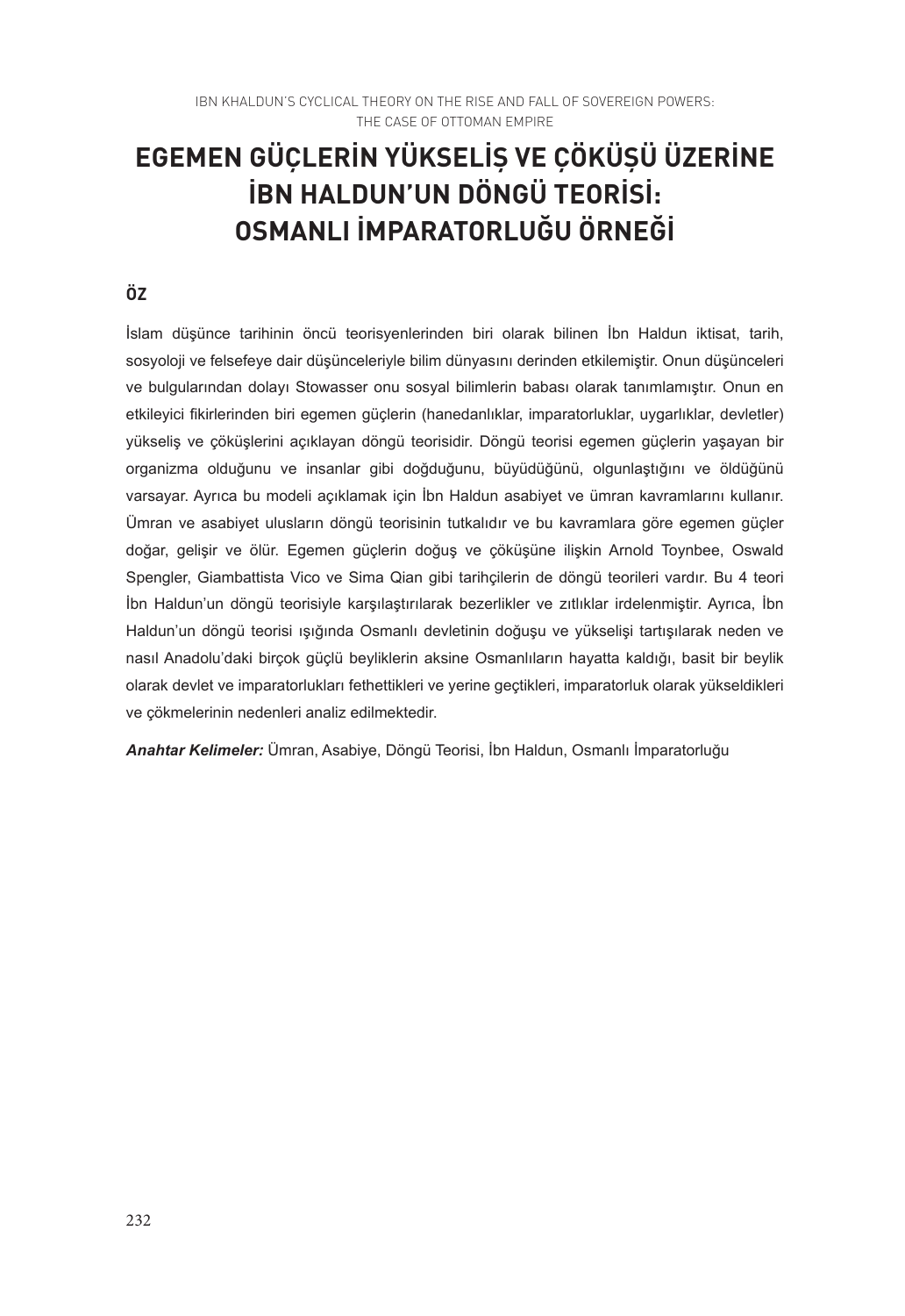IBN KHALDUN'S CYCLICAL THEORY ON THE RISE AND FALL OF SOVEREIGN POWERS: THE CASE OF OTTOMAN EMPIRE

# EGEMEN GÜÇLERİN YÜKSELİŞ VE ÇÖKÜŞÜ ÜZERİNE İBN HALDUN'UN DÖNGÜ TEORİSİ: OSMANLI İMPARATORLUĞU ÖRNEĞİ

## ÖZ

İslam düşünce tarihinin öncü teorisyenlerinden biri olarak bilinen İbn Haldun iktisat, tarih, sosyoloji ve felsefeye dair düşünceleriyle bilim dünyasını derinden etkilemiştir. Onun düşünceleri ve bulgularından dolayı Stowasser onu sosyal bilimlerin babası olarak tanımlamıştır. Onun en etkileyici fikirlerinden biri egemen güçlerin (hanedanlıklar, imparatorluklar, uygarlıklar, devletler) yükseliş ve çöküşlerini açıklayan döngü teorisidir. Döngü teorisi egemen güçlerin yaşayan bir organizma olduğunu ve insanlar gibi doğduğunu, büyüdüğünü, olgunlaştığını ve öldüğünü varsayar. Ayrıca bu modeli açıklamak için İbn Haldun asabiyet ve ümran kavramlarını kullanır. Ümran ve asabiyet ulusların döngü teorisinin tutkalıdır ve bu kavramlara göre egemen güçler doğar, gelişir ve ölür. Egemen güçlerin doğuş ve çöküşüne ilişkin Arnold Toynbee, Oswald Spengler, Giambattista Vico ve Sima Qian gibi tarihçilerin de döngü teorileri vardır. Bu 4 teori İbn Haldun'un döngü teorisiyle karşılaştırılarak bezerlikler ve zıtlıklar irdelenmiştir. Ayrıca, İbn Haldun'un döngü teorisi ışığında Osmanlı devletinin doğuşu ve yükselişi tartışılarak neden ve nasıl Anadolu'daki birçok güçlü beyliklerin aksine Osmanlıların hayatta kaldığı, basit bir beylik olarak devlet ve imparatorlukları fethettikleri ve yerine geçtikleri, imparatorluk olarak yükseldikleri ve çökmelerinin nedenleri analiz edilmektedir.

***Anahtar Kelimeler:*** Ümran, Asabiye, Döngü Teorisi, İbn Haldun, Osmanlı İmparatorluğu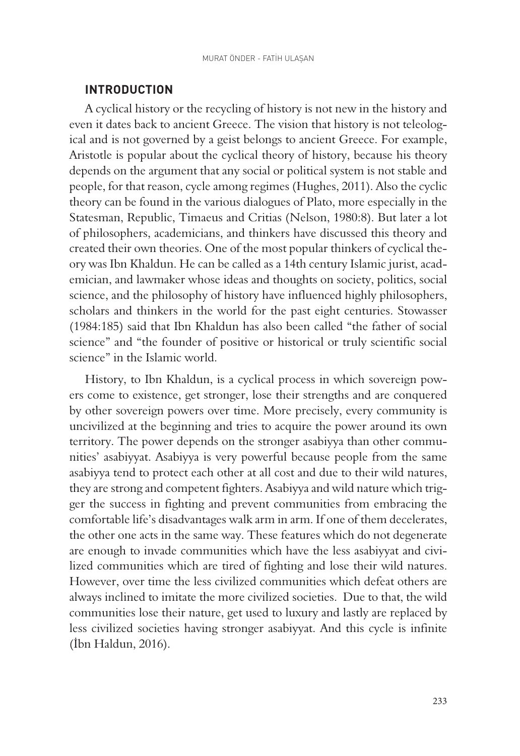## INTRODUCTION

A cyclical history or the recycling of history is not new in the history and even it dates back to ancient Greece. The vision that history is not teleological and is not governed by a geist belongs to ancient Greece. For example, Aristotle is popular about the cyclical theory of history, because his theory depends on the argument that any social or political system is not stable and people, for that reason, cycle among regimes (Hughes, 2011). Also the cyclic theory can be found in the various dialogues of Plato, more especially in the Statesman, Republic, Timaeus and Critias (Nelson, 1980:8). But later a lot of philosophers, academicians, and thinkers have discussed this theory and created their own theories. One of the most popular thinkers of cyclical theory was Ibn Khaldun. He can be called as a 14th century Islamic jurist, academician, and lawmaker whose ideas and thoughts on society, politics, social science, and the philosophy of history have influenced highly philosophers, scholars and thinkers in the world for the past eight centuries. Stowasser (1984:185) said that Ibn Khaldun has also been called "the father of social science" and "the founder of positive or historical or truly scientific social science" in the Islamic world.

History, to Ibn Khaldun, is a cyclical process in which sovereign powers come to existence, get stronger, lose their strengths and are conquered by other sovereign powers over time. More precisely, every community is uncivilized at the beginning and tries to acquire the power around its own territory. The power depends on the stronger asabiyya than other communities' asabiyyat. Asabiyya is very powerful because people from the same asabiyya tend to protect each other at all cost and due to their wild natures, they are strong and competent fighters. Asabiyya and wild nature which trigger the success in fighting and prevent communities from embracing the comfortable life's disadvantages walk arm in arm. If one of them decelerates, the other one acts in the same way. These features which do not degenerate are enough to invade communities which have the less asabiyyat and civilized communities which are tired of fighting and lose their wild natures. However, over time the less civilized communities which defeat others are always inclined to imitate the more civilized societies. Due to that, the wild communities lose their nature, get used to luxury and lastly are replaced by less civilized societies having stronger asabiyyat. And this cycle is infinite (İbn Haldun, 2016).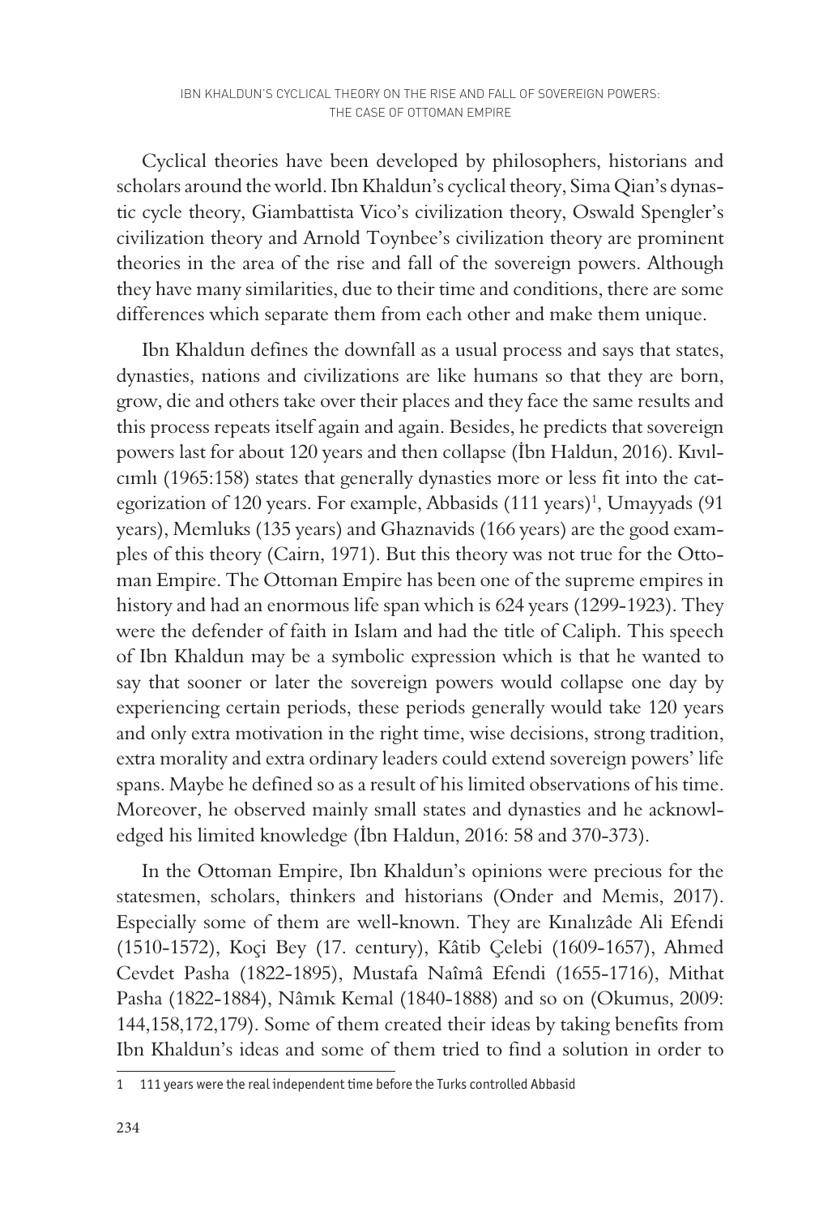Cyclical theories have been developed by philosophers, historians and scholars around the world. Ibn Khaldun's cyclical theory, Sima Qian's dynastic cycle theory, Giambattista Vico's civilization theory, Oswald Spengler's civilization theory and Arnold Toynbee's civilization theory are prominent theories in the area of the rise and fall of the sovereign powers. Although they have many similarities, due to their time and conditions, there are some differences which separate them from each other and make them unique.

Ibn Khaldun defines the downfall as a usual process and says that states, dynasties, nations and civilizations are like humans so that they are born, grow, die and others take over their places and they face the same results and this process repeats itself again and again. Besides, he predicts that sovereign powers last for about 120 years and then collapse (İbn Haldun, 2016). Kıvılcımlı (1965:158) states that generally dynasties more or less fit into the categorization of 120 years. For example, Abbasids (111 years)[1], Umayyads (91 years), Memluks (135 years) and Ghaznavids (166 years) are the good examples of this theory (Cairn, 1971). But this theory was not true for the Ottoman Empire. The Ottoman Empire has been one of the supreme empires in history and had an enormous life span which is 624 years (1299-1923). They were the defender of faith in Islam and had the title of Caliph. This speech of Ibn Khaldun may be a symbolic expression which is that he wanted to say that sooner or later the sovereign powers would collapse one day by experiencing certain periods, these periods generally would take 120 years and only extra motivation in the right time, wise decisions, strong tradition, extra morality and extra ordinary leaders could extend sovereign powers' life spans. Maybe he defined so as a result of his limited observations of his time. Moreover, he observed mainly small states and dynasties and he acknowledged his limited knowledge (İbn Haldun, 2016: 58 and 370-373).

In the Ottoman Empire, Ibn Khaldun's opinions were precious for the statesmen, scholars, thinkers and historians (Onder and Memis, 2017). Especially some of them are well-known. They are Kınalızâde Ali Efendi (1510-1572), Koçi Bey (17. century), Kâtib Çelebi (1609-1657), Ahmed Cevdet Pasha (1822-1895), Mustafa Naîmâ Efendi (1655-1716), Mithat Pasha (1822-1884), Nâmık Kemal (1840-1888) and so on (Okumus, 2009: 144,158,172,179). Some of them created their ideas by taking benefits from Ibn Khaldun's ideas and some of them tried to find a solution in order to

1 111 years were the real independent time before the Turks controlled Abbasid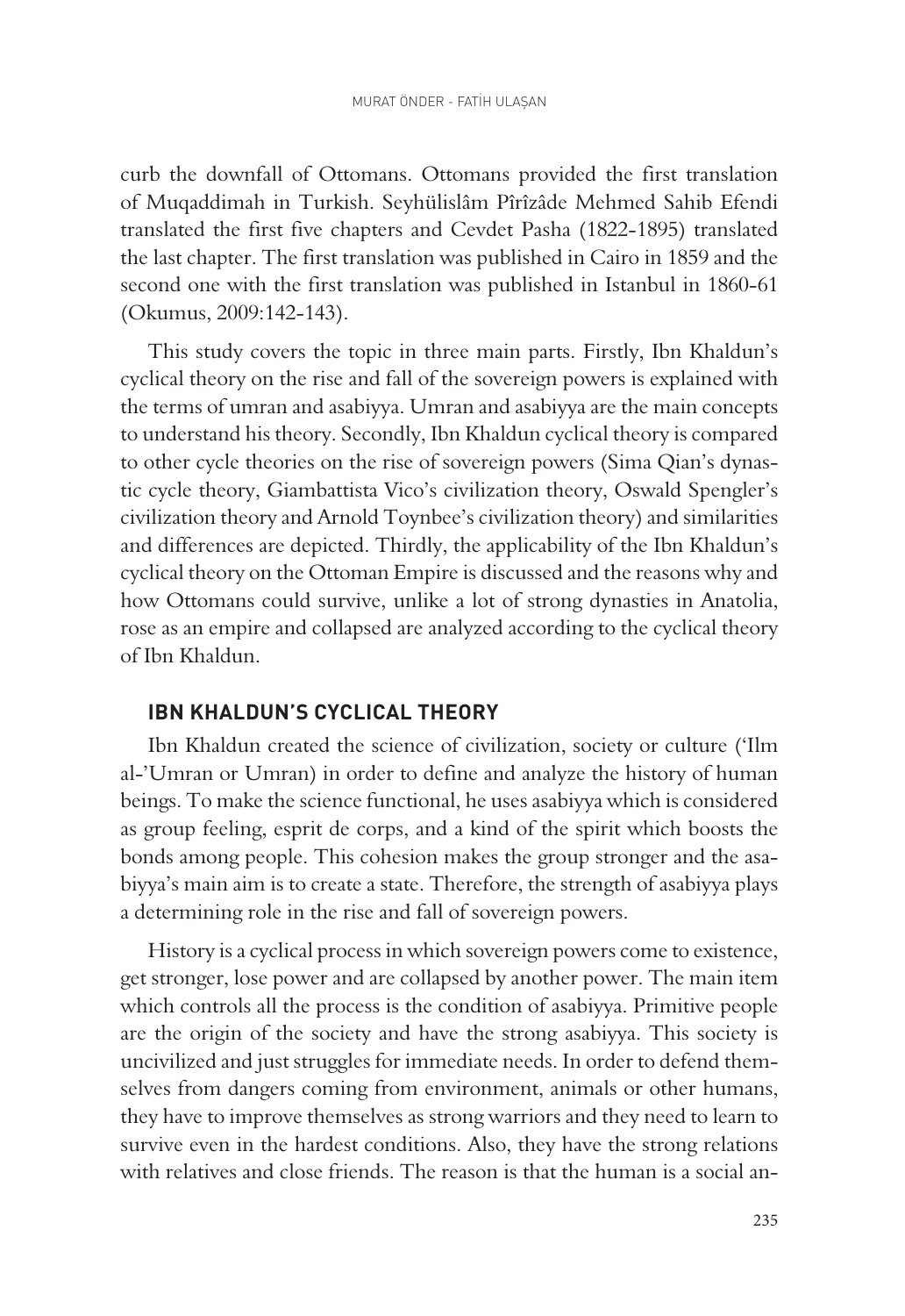curb the downfall of Ottomans. Ottomans provided the first translation of Muqaddimah in Turkish. Seyhülislâm Pîrîzâde Mehmed Sahib Efendi translated the first five chapters and Cevdet Pasha (1822-1895) translated the last chapter. The first translation was published in Cairo in 1859 and the second one with the first translation was published in Istanbul in 1860-61 (Okumus, 2009:142-143).

This study covers the topic in three main parts. Firstly, Ibn Khaldun's cyclical theory on the rise and fall of the sovereign powers is explained with the terms of umran and asabiyya. Umran and asabiyya are the main concepts to understand his theory. Secondly, Ibn Khaldun cyclical theory is compared to other cycle theories on the rise of sovereign powers (Sima Qian's dynastic cycle theory, Giambattista Vico's civilization theory, Oswald Spengler's civilization theory and Arnold Toynbee's civilization theory) and similarities and differences are depicted. Thirdly, the applicability of the Ibn Khaldun's cyclical theory on the Ottoman Empire is discussed and the reasons why and how Ottomans could survive, unlike a lot of strong dynasties in Anatolia, rose as an empire and collapsed are analyzed according to the cyclical theory of Ibn Khaldun.

## IBN KHALDUN'S CYCLICAL THEORY

Ibn Khaldun created the science of civilization, society or culture ('Ilm al-'Umran or Umran) in order to define and analyze the history of human beings. To make the science functional, he uses asabiyya which is considered as group feeling, esprit de corps, and a kind of the spirit which boosts the bonds among people. This cohesion makes the group stronger and the asabiyya's main aim is to create a state. Therefore, the strength of asabiyya plays a determining role in the rise and fall of sovereign powers.

History is a cyclical process in which sovereign powers come to existence, get stronger, lose power and are collapsed by another power. The main item which controls all the process is the condition of asabiyya. Primitive people are the origin of the society and have the strong asabiyya. This society is uncivilized and just struggles for immediate needs. In order to defend themselves from dangers coming from environment, animals or other humans, they have to improve themselves as strong warriors and they need to learn to survive even in the hardest conditions. Also, they have the strong relations with relatives and close friends. The reason is that the human is a social an-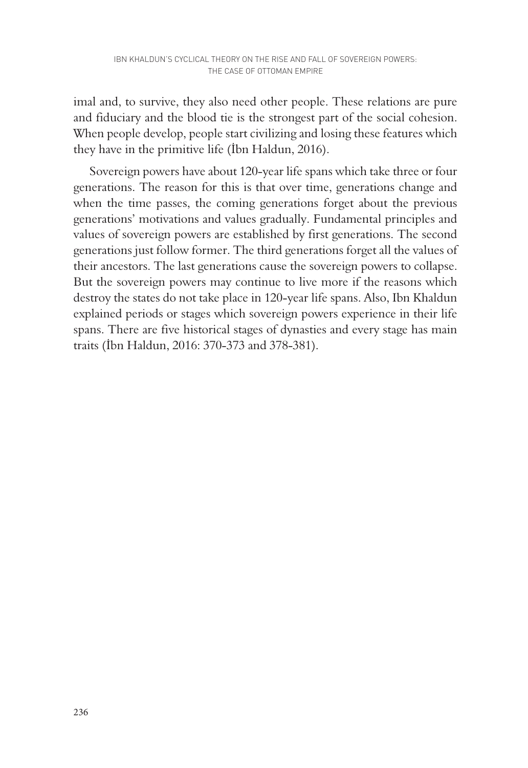imal and, to survive, they also need other people. These relations are pure and fiduciary and the blood tie is the strongest part of the social cohesion. When people develop, people start civilizing and losing these features which they have in the primitive life (İbn Haldun, 2016).

Sovereign powers have about 120-year life spans which take three or four generations. The reason for this is that over time, generations change and when the time passes, the coming generations forget about the previous generations' motivations and values gradually. Fundamental principles and values of sovereign powers are established by first generations. The second generations just follow former. The third generations forget all the values of their ancestors. The last generations cause the sovereign powers to collapse. But the sovereign powers may continue to live more if the reasons which destroy the states do not take place in 120-year life spans. Also, Ibn Khaldun explained periods or stages which sovereign powers experience in their life spans. There are five historical stages of dynasties and every stage has main traits (İbn Haldun, 2016: 370-373 and 378-381).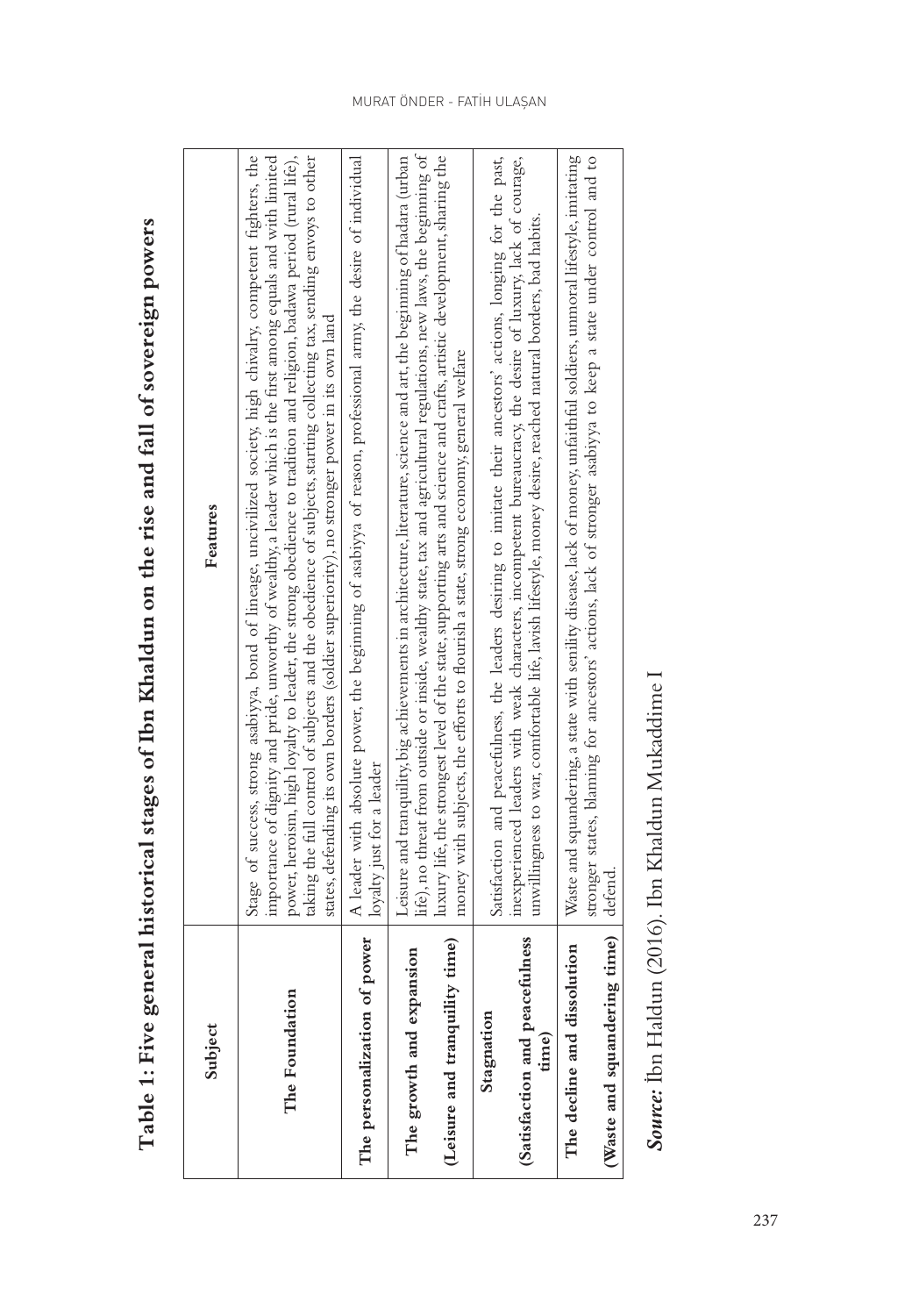**Table 1: Five general historical stages of Ibn Khaldun on the rise and fall of sovereign powers**

| Subject | Features |
| --- | --- |
| **The Foundation** | Stage of success, strong asabiyya, bond of lineage, uncivilized society, high chivalry, competent fighters, the importance of dignity and pride, unworthy of wealthy, a leader which is the first among equals and with limited power, heroism, high loyalty to leader, the strong obedience to tradition and religion, badawa period (rural life), taking the full control of subjects and the obedience of subjects, starting collecting tax, sending envoys to other states, defending its own borders (soldier superiority), no stronger power in its own land |
| **The personalization of power** | A leader with absolute power, the beginning of asabiyya of reason, professional army, the desire of individual loyalty just for a leader |
| **The growth and expansion (Leisure and tranquility time)** | Leisure and tranquility, big achievements in architecture, literature, science and art, the beginning of hadara (urban life), no threat from outside or inside, wealthy state, tax and agricultural regulations, new laws, the beginning of luxury life, the strongest level of the state, supporting arts and science and crafts, artistic development, sharing the money with subjects, the efforts to flourish a state, strong economy, general welfare |
| **Stagnation (Satisfaction and peacefulness time)** | Satisfaction and peacefulness, the leaders desiring to imitate their ancestors' actions, longing for the past, inexperienced leaders with weak characters, incompetent bureaucracy, the desire of luxury, lack of courage, unwillingness to war, comfortable life, lavish lifestyle, money desire, reached natural borders, bad habits. |
| **The decline and dissolution (Waste and squandering time)** | Waste and squandering, a state with senility disease, lack of money, unfaithful soldiers, unmoral lifestyle, imitating stronger states, blaming for ancestors' actions, lack of stronger asabiyya to keep a state under control and to defend. |

***Source:*** İbn Haldun (2016). Ibn Khaldun Mukaddime I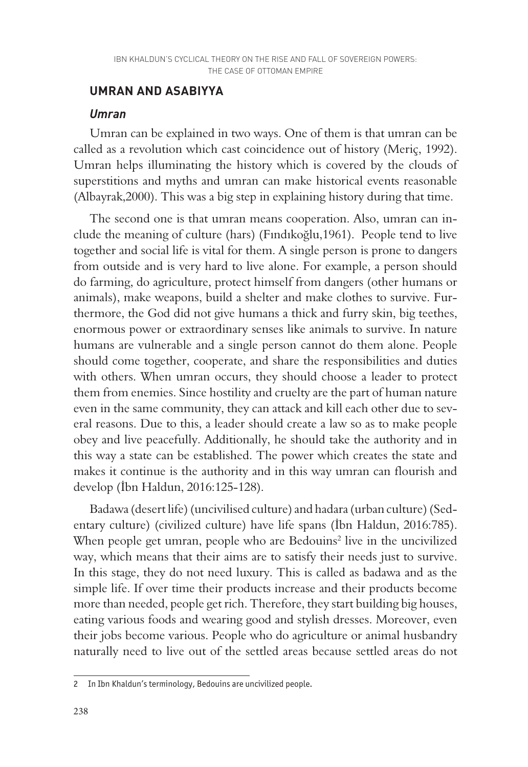## UMRAN AND ASABIYYA

### *Umran*

Umran can be explained in two ways. One of them is that umran can be called as a revolution which cast coincidence out of history (Meriç, 1992). Umran helps illuminating the history which is covered by the clouds of superstitions and myths and umran can make historical events reasonable (Albayrak,2000). This was a big step in explaining history during that time.

The second one is that umran means cooperation. Also, umran can include the meaning of culture (hars) (Fındıkoğlu,1961). People tend to live together and social life is vital for them. A single person is prone to dangers from outside and is very hard to live alone. For example, a person should do farming, do agriculture, protect himself from dangers (other humans or animals), make weapons, build a shelter and make clothes to survive. Furthermore, the God did not give humans a thick and furry skin, big teethes, enormous power or extraordinary senses like animals to survive. In nature humans are vulnerable and a single person cannot do them alone. People should come together, cooperate, and share the responsibilities and duties with others. When umran occurs, they should choose a leader to protect them from enemies. Since hostility and cruelty are the part of human nature even in the same community, they can attack and kill each other due to several reasons. Due to this, a leader should create a law so as to make people obey and live peacefully. Additionally, he should take the authority and in this way a state can be established. The power which creates the state and makes it continue is the authority and in this way umran can flourish and develop (İbn Haldun, 2016:125-128).

Badawa (desert life) (uncivilised culture) and hadara (urban culture) (Sedentary culture) (civilized culture) have life spans (İbn Haldun, 2016:785). When people get umran, people who are Bedouins[2] live in the uncivilized way, which means that their aims are to satisfy their needs just to survive. In this stage, they do not need luxury. This is called as badawa and as the simple life. If over time their products increase and their products become more than needed, people get rich. Therefore, they start building big houses, eating various foods and wearing good and stylish dresses. Moreover, even their jobs become various. People who do agriculture or animal husbandry naturally need to live out of the settled areas because settled areas do not

---

2 In Ibn Khaldun's terminology, Bedouins are uncivilized people.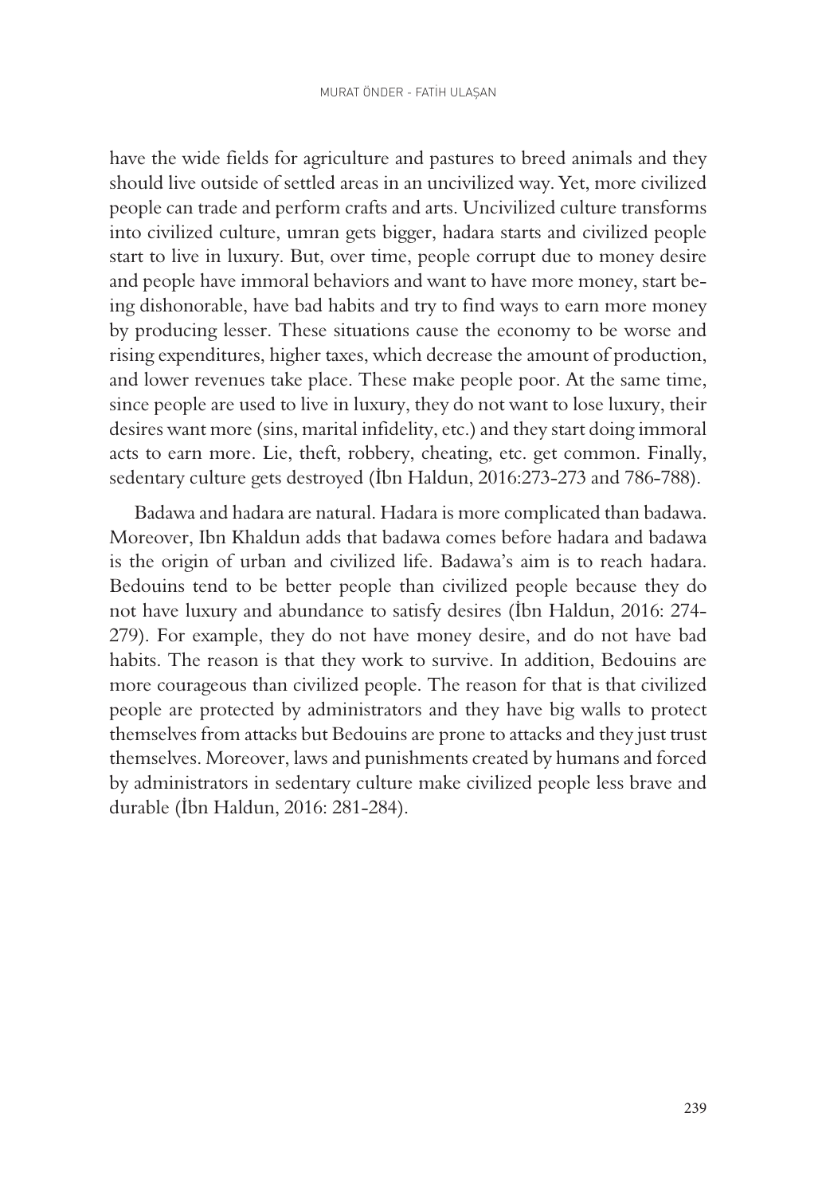have the wide fields for agriculture and pastures to breed animals and they should live outside of settled areas in an uncivilized way. Yet, more civilized people can trade and perform crafts and arts. Uncivilized culture transforms into civilized culture, umran gets bigger, hadara starts and civilized people start to live in luxury. But, over time, people corrupt due to money desire and people have immoral behaviors and want to have more money, start being dishonorable, have bad habits and try to find ways to earn more money by producing lesser. These situations cause the economy to be worse and rising expenditures, higher taxes, which decrease the amount of production, and lower revenues take place. These make people poor. At the same time, since people are used to live in luxury, they do not want to lose luxury, their desires want more (sins, marital infidelity, etc.) and they start doing immoral acts to earn more. Lie, theft, robbery, cheating, etc. get common. Finally, sedentary culture gets destroyed (İbn Haldun, 2016:273-273 and 786-788).

Badawa and hadara are natural. Hadara is more complicated than badawa. Moreover, Ibn Khaldun adds that badawa comes before hadara and badawa is the origin of urban and civilized life. Badawa's aim is to reach hadara. Bedouins tend to be better people than civilized people because they do not have luxury and abundance to satisfy desires (İbn Haldun, 2016: 274-279). For example, they do not have money desire, and do not have bad habits. The reason is that they work to survive. In addition, Bedouins are more courageous than civilized people. The reason for that is that civilized people are protected by administrators and they have big walls to protect themselves from attacks but Bedouins are prone to attacks and they just trust themselves. Moreover, laws and punishments created by humans and forced by administrators in sedentary culture make civilized people less brave and durable (İbn Haldun, 2016: 281-284).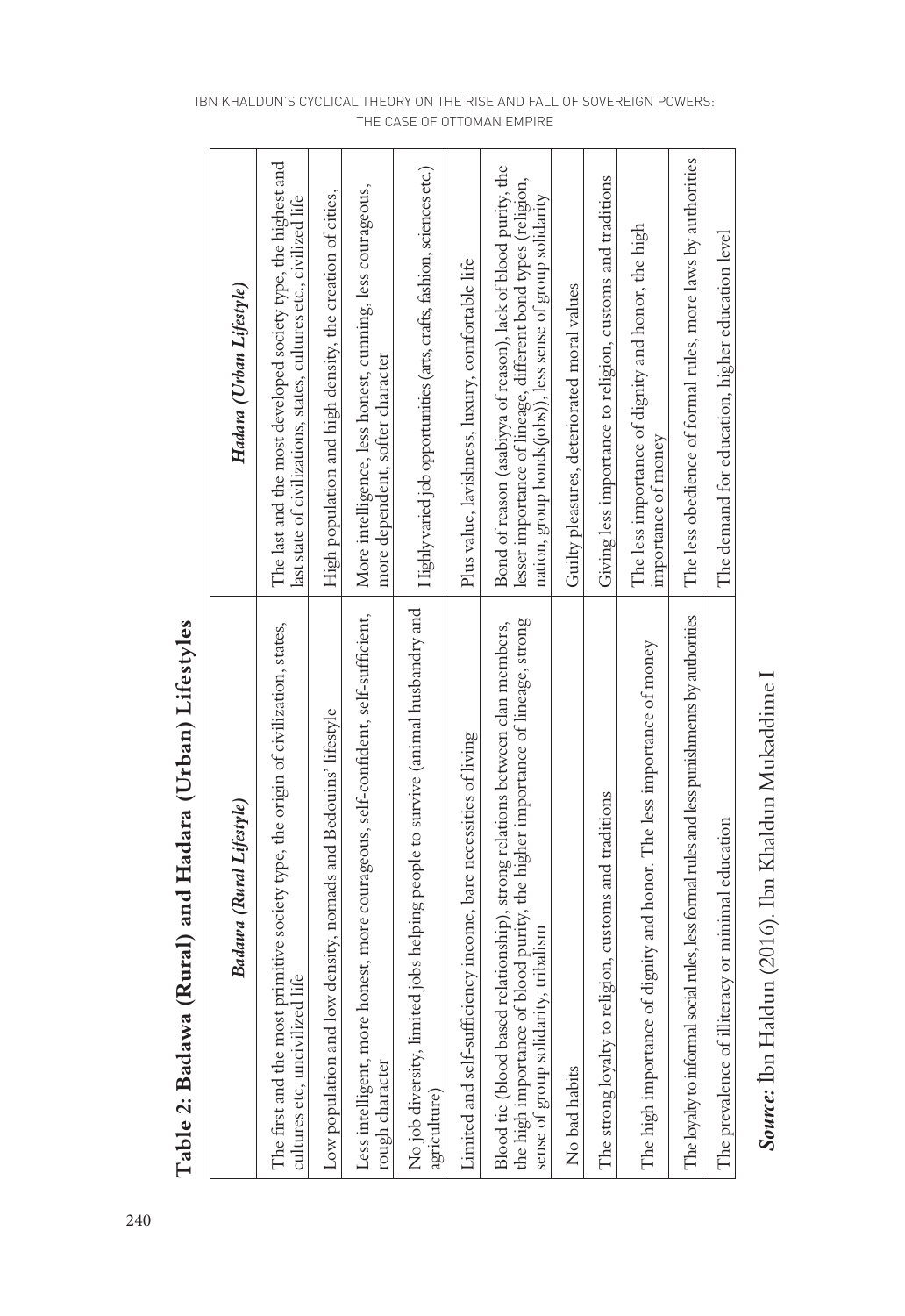**Table 2: Badawa (Rural) and Hadara (Urban) Lifestyles**

| *Badawa (Rural Lifestyle)* | *Hadara (Urban Lifestyle)* |
|---|---|
| The first and the most primitive society type, the origin of civilization, states, cultures etc, uncivilized life | The last and the most developed society type, the highest and last state of civilizations, states, cultures etc., civilized life |
| Low population and low density, nomads and Bedouins' lifestyle | High population and high density, the creation of cities, |
| Less intelligent, more honest, more courageous, self-confident, self-sufficient, rough character | More intelligence, less honest, cunning, less courageous, more dependent, softer character |
| No job diversity, limited jobs helping people to survive (animal husbandry and agriculture) | Highly varied job opportunities (arts, crafts, fashion, sciences etc.) |
| Limited and self-sufficiency income, bare necessities of living | Plus value, lavishness, luxury, comfortable life |
| Blood tie (blood based relationship), strong relations between clan members, the high importance of blood purity, the higher importance of lineage, strong sense of group solidarity, tribalism | Bond of reason (asabiyya of reason), lack of blood purity, the lesser importance of lineage, different bond types (religion, nation, group bonds(jobs)), less sense of group solidarity |
| No bad habits | Guilty pleasures, deteriorated moral values |
| The strong loyalty to religion, customs and traditions | Giving less importance to religion, customs and traditions |
| The high importance of dignity and honor. The less importance of money | The less importance of dignity and honor, the high importance of money |
| The loyalty to informal social rules, less formal rules and less punishments by authorities | The less obedience of formal rules, more laws by authorities |
| The prevalence of illiteracy or minimal education | The demand for education, higher education level |

***Source:*** İbn Haldun (2016). Ibn Khaldun Mukaddime I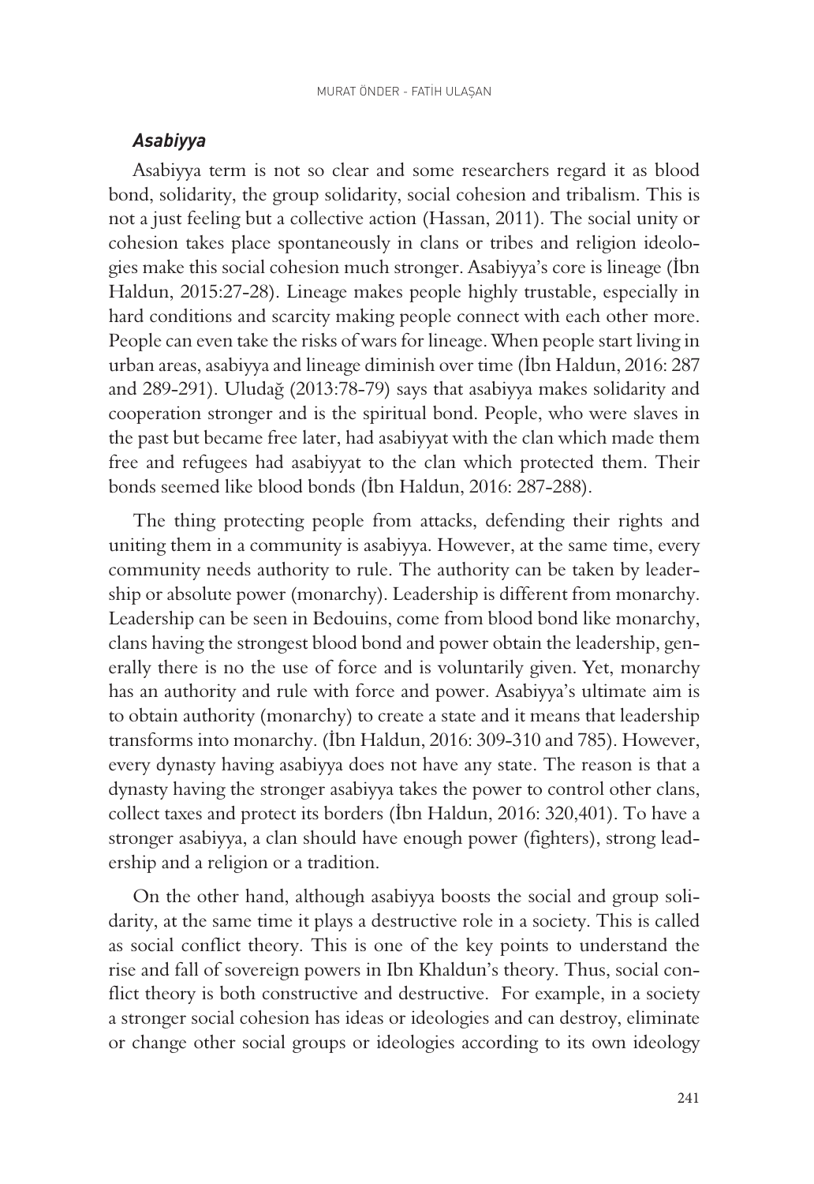### *Asabiyya*

Asabiyya term is not so clear and some researchers regard it as blood bond, solidarity, the group solidarity, social cohesion and tribalism. This is not a just feeling but a collective action (Hassan, 2011). The social unity or cohesion takes place spontaneously in clans or tribes and religion ideologies make this social cohesion much stronger. Asabiyya's core is lineage (İbn Haldun, 2015:27-28). Lineage makes people highly trustable, especially in hard conditions and scarcity making people connect with each other more. People can even take the risks of wars for lineage. When people start living in urban areas, asabiyya and lineage diminish over time (İbn Haldun, 2016: 287 and 289-291). Uludağ (2013:78-79) says that asabiyya makes solidarity and cooperation stronger and is the spiritual bond. People, who were slaves in the past but became free later, had asabiyyat with the clan which made them free and refugees had asabiyyat to the clan which protected them. Their bonds seemed like blood bonds (İbn Haldun, 2016: 287-288).

The thing protecting people from attacks, defending their rights and uniting them in a community is asabiyya. However, at the same time, every community needs authority to rule. The authority can be taken by leadership or absolute power (monarchy). Leadership is different from monarchy. Leadership can be seen in Bedouins, come from blood bond like monarchy, clans having the strongest blood bond and power obtain the leadership, generally there is no the use of force and is voluntarily given. Yet, monarchy has an authority and rule with force and power. Asabiyya's ultimate aim is to obtain authority (monarchy) to create a state and it means that leadership transforms into monarchy. (İbn Haldun, 2016: 309-310 and 785). However, every dynasty having asabiyya does not have any state. The reason is that a dynasty having the stronger asabiyya takes the power to control other clans, collect taxes and protect its borders (İbn Haldun, 2016: 320,401). To have a stronger asabiyya, a clan should have enough power (fighters), strong leadership and a religion or a tradition.

On the other hand, although asabiyya boosts the social and group solidarity, at the same time it plays a destructive role in a society. This is called as social conflict theory. This is one of the key points to understand the rise and fall of sovereign powers in Ibn Khaldun's theory. Thus, social conflict theory is both constructive and destructive. For example, in a society a stronger social cohesion has ideas or ideologies and can destroy, eliminate or change other social groups or ideologies according to its own ideology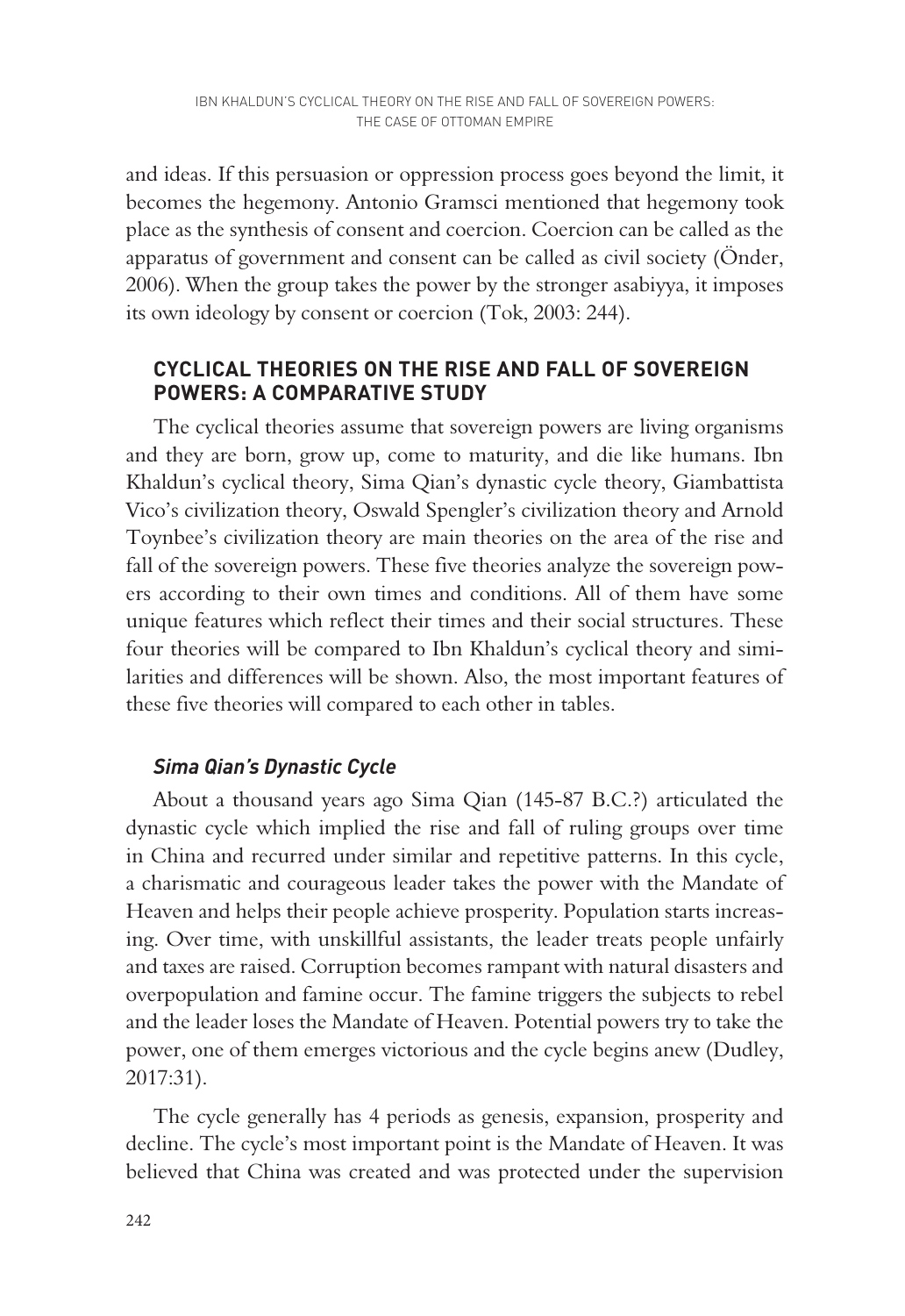and ideas. If this persuasion or oppression process goes beyond the limit, it becomes the hegemony. Antonio Gramsci mentioned that hegemony took place as the synthesis of consent and coercion. Coercion can be called as the apparatus of government and consent can be called as civil society (Önder, 2006). When the group takes the power by the stronger asabiyya, it imposes its own ideology by consent or coercion (Tok, 2003: 244).

## CYCLICAL THEORIES ON THE RISE AND FALL OF SOVEREIGN POWERS: A COMPARATIVE STUDY

The cyclical theories assume that sovereign powers are living organisms and they are born, grow up, come to maturity, and die like humans. Ibn Khaldun's cyclical theory, Sima Qian's dynastic cycle theory, Giambattista Vico's civilization theory, Oswald Spengler's civilization theory and Arnold Toynbee's civilization theory are main theories on the area of the rise and fall of the sovereign powers. These five theories analyze the sovereign powers according to their own times and conditions. All of them have some unique features which reflect their times and their social structures. These four theories will be compared to Ibn Khaldun's cyclical theory and similarities and differences will be shown. Also, the most important features of these five theories will compared to each other in tables.

### *Sima Qian's Dynastic Cycle*

About a thousand years ago Sima Qian (145-87 B.C.?) articulated the dynastic cycle which implied the rise and fall of ruling groups over time in China and recurred under similar and repetitive patterns. In this cycle, a charismatic and courageous leader takes the power with the Mandate of Heaven and helps their people achieve prosperity. Population starts increasing. Over time, with unskillful assistants, the leader treats people unfairly and taxes are raised. Corruption becomes rampant with natural disasters and overpopulation and famine occur. The famine triggers the subjects to rebel and the leader loses the Mandate of Heaven. Potential powers try to take the power, one of them emerges victorious and the cycle begins anew (Dudley, 2017:31).

The cycle generally has 4 periods as genesis, expansion, prosperity and decline. The cycle's most important point is the Mandate of Heaven. It was believed that China was created and was protected under the supervision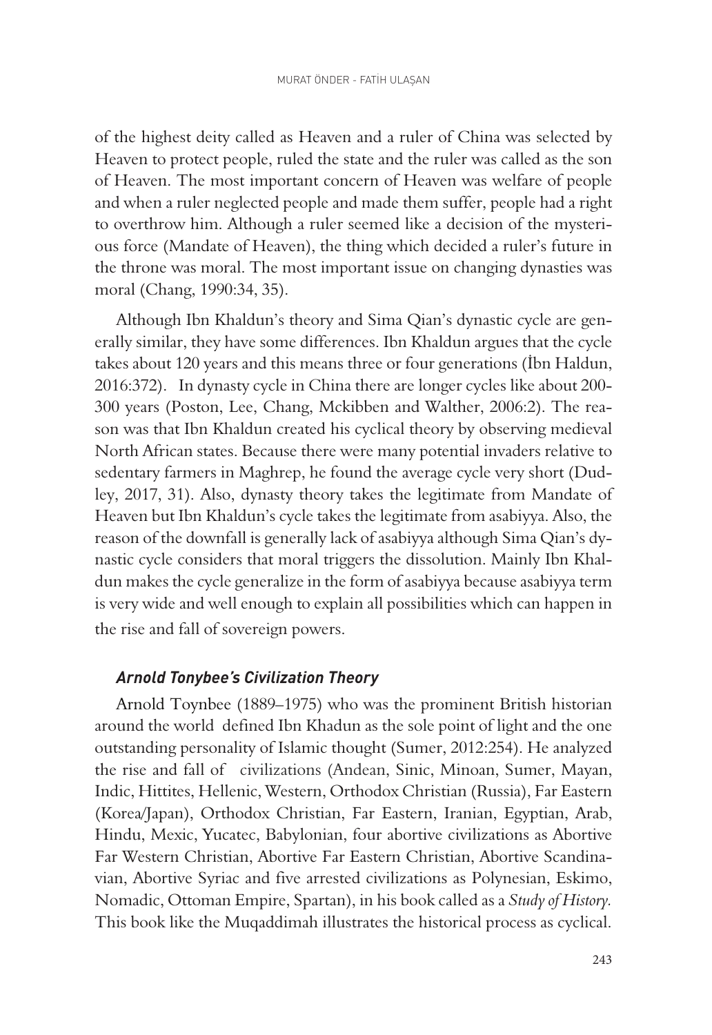of the highest deity called as Heaven and a ruler of China was selected by Heaven to protect people, ruled the state and the ruler was called as the son of Heaven. The most important concern of Heaven was welfare of people and when a ruler neglected people and made them suffer, people had a right to overthrow him. Although a ruler seemed like a decision of the mysterious force (Mandate of Heaven), the thing which decided a ruler's future in the throne was moral. The most important issue on changing dynasties was moral (Chang, 1990:34, 35).

Although Ibn Khaldun's theory and Sima Qian's dynastic cycle are generally similar, they have some differences. Ibn Khaldun argues that the cycle takes about 120 years and this means three or four generations (İbn Haldun, 2016:372). In dynasty cycle in China there are longer cycles like about 200-300 years (Poston, Lee, Chang, Mckibben and Walther, 2006:2). The reason was that Ibn Khaldun created his cyclical theory by observing medieval North African states. Because there were many potential invaders relative to sedentary farmers in Maghrep, he found the average cycle very short (Dudley, 2017, 31). Also, dynasty theory takes the legitimate from Mandate of Heaven but Ibn Khaldun's cycle takes the legitimate from asabiyya. Also, the reason of the downfall is generally lack of asabiyya although Sima Qian's dynastic cycle considers that moral triggers the dissolution. Mainly Ibn Khaldun makes the cycle generalize in the form of asabiyya because asabiyya term is very wide and well enough to explain all possibilities which can happen in the rise and fall of sovereign powers.

### *Arnold Tonybee's Civilization Theory*

Arnold Toynbee (1889–1975) who was the prominent British historian around the world defined Ibn Khadun as the sole point of light and the one outstanding personality of Islamic thought (Sumer, 2012:254). He analyzed the rise and fall of civilizations (Andean, Sinic, Minoan, Sumer, Mayan, Indic, Hittites, Hellenic, Western, Orthodox Christian (Russia), Far Eastern (Korea/Japan), Orthodox Christian, Far Eastern, Iranian, Egyptian, Arab, Hindu, Mexic, Yucatec, Babylonian, four abortive civilizations as Abortive Far Western Christian, Abortive Far Eastern Christian, Abortive Scandinavian, Abortive Syriac and five arrested civilizations as Polynesian, Eskimo, Nomadic, Ottoman Empire, Spartan), in his book called as a *Study of History.* This book like the Muqaddimah illustrates the historical process as cyclical.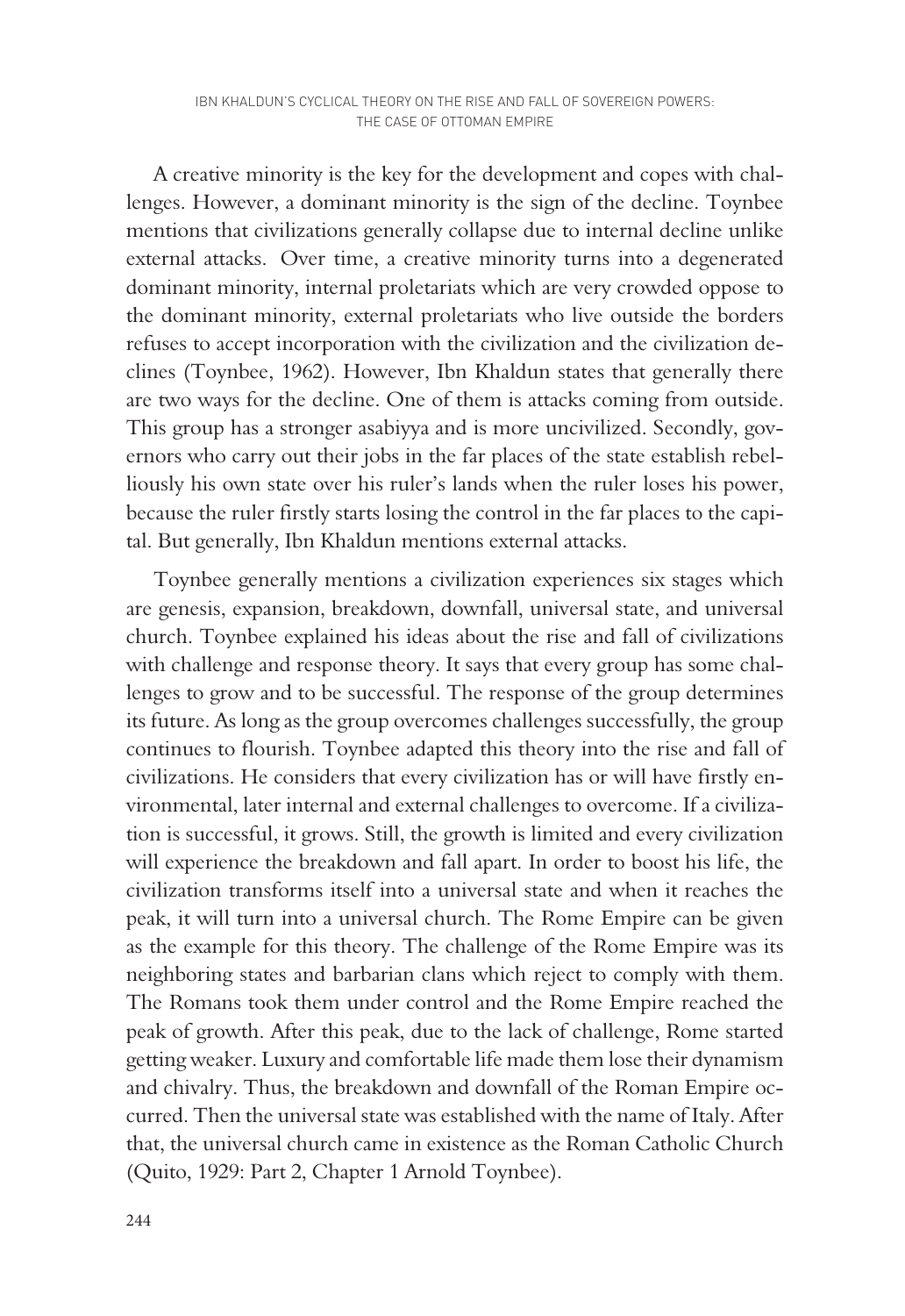A creative minority is the key for the development and copes with challenges. However, a dominant minority is the sign of the decline. Toynbee mentions that civilizations generally collapse due to internal decline unlike external attacks. Over time, a creative minority turns into a degenerated dominant minority, internal proletariats which are very crowded oppose to the dominant minority, external proletariats who live outside the borders refuses to accept incorporation with the civilization and the civilization declines (Toynbee, 1962). However, Ibn Khaldun states that generally there are two ways for the decline. One of them is attacks coming from outside. This group has a stronger asabiyya and is more uncivilized. Secondly, governors who carry out their jobs in the far places of the state establish rebelliously his own state over his ruler's lands when the ruler loses his power, because the ruler firstly starts losing the control in the far places to the capital. But generally, Ibn Khaldun mentions external attacks.

Toynbee generally mentions a civilization experiences six stages which are genesis, expansion, breakdown, downfall, universal state, and universal church. Toynbee explained his ideas about the rise and fall of civilizations with challenge and response theory. It says that every group has some challenges to grow and to be successful. The response of the group determines its future. As long as the group overcomes challenges successfully, the group continues to flourish. Toynbee adapted this theory into the rise and fall of civilizations. He considers that every civilization has or will have firstly environmental, later internal and external challenges to overcome. If a civilization is successful, it grows. Still, the growth is limited and every civilization will experience the breakdown and fall apart. In order to boost his life, the civilization transforms itself into a universal state and when it reaches the peak, it will turn into a universal church. The Rome Empire can be given as the example for this theory. The challenge of the Rome Empire was its neighboring states and barbarian clans which reject to comply with them. The Romans took them under control and the Rome Empire reached the peak of growth. After this peak, due to the lack of challenge, Rome started getting weaker. Luxury and comfortable life made them lose their dynamism and chivalry. Thus, the breakdown and downfall of the Roman Empire occurred. Then the universal state was established with the name of Italy. After that, the universal church came in existence as the Roman Catholic Church (Quito, 1929: Part 2, Chapter 1 Arnold Toynbee).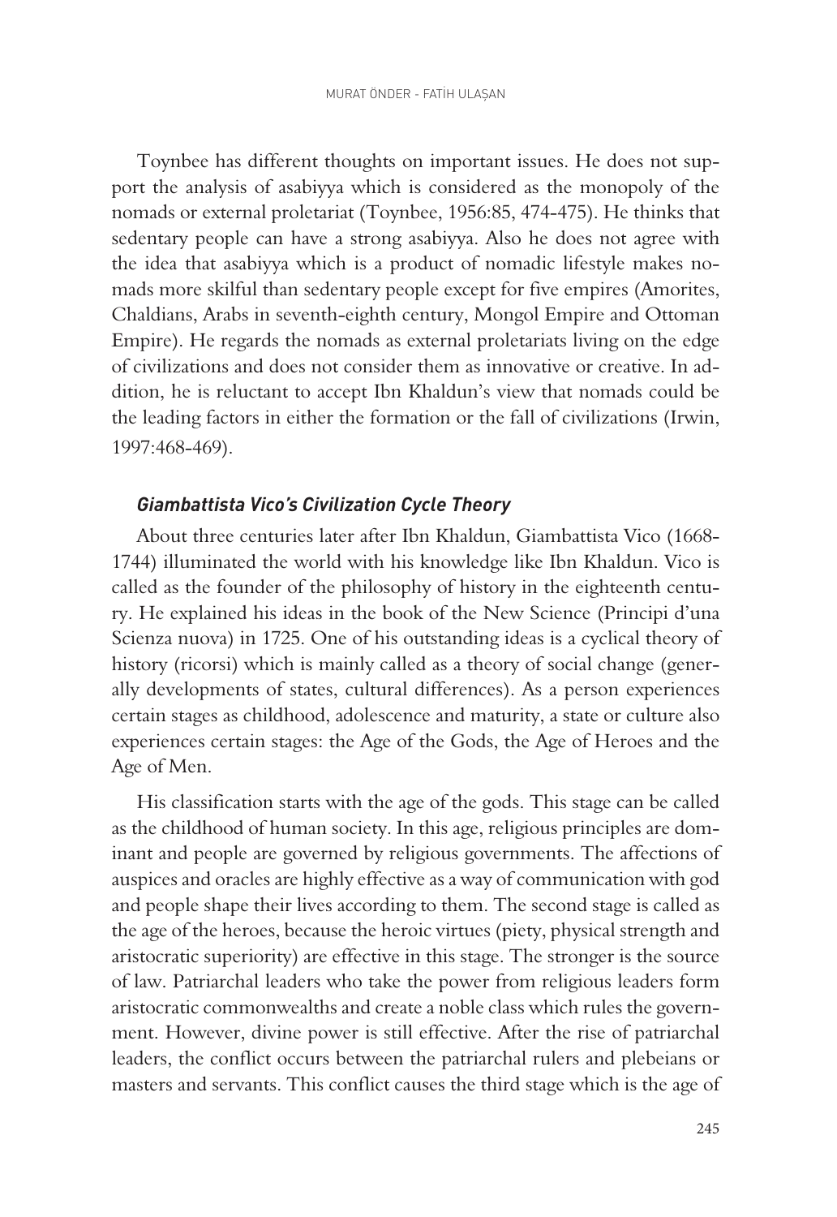Toynbee has different thoughts on important issues. He does not support the analysis of asabiyya which is considered as the monopoly of the nomads or external proletariat (Toynbee, 1956:85, 474-475). He thinks that sedentary people can have a strong asabiyya. Also he does not agree with the idea that asabiyya which is a product of nomadic lifestyle makes nomads more skilful than sedentary people except for five empires (Amorites, Chaldians, Arabs in seventh-eighth century, Mongol Empire and Ottoman Empire). He regards the nomads as external proletariats living on the edge of civilizations and does not consider them as innovative or creative. In addition, he is reluctant to accept Ibn Khaldun's view that nomads could be the leading factors in either the formation or the fall of civilizations (Irwin, 1997:468-469).

### *Giambattista Vico's Civilization Cycle Theory*

About three centuries later after Ibn Khaldun, Giambattista Vico (1668-1744) illuminated the world with his knowledge like Ibn Khaldun. Vico is called as the founder of the philosophy of history in the eighteenth century. He explained his ideas in the book of the New Science (Principi d'una Scienza nuova) in 1725. One of his outstanding ideas is a cyclical theory of history (ricorsi) which is mainly called as a theory of social change (generally developments of states, cultural differences). As a person experiences certain stages as childhood, adolescence and maturity, a state or culture also experiences certain stages: the Age of the Gods, the Age of Heroes and the Age of Men.

His classification starts with the age of the gods. This stage can be called as the childhood of human society. In this age, religious principles are dominant and people are governed by religious governments. The affections of auspices and oracles are highly effective as a way of communication with god and people shape their lives according to them. The second stage is called as the age of the heroes, because the heroic virtues (piety, physical strength and aristocratic superiority) are effective in this stage. The stronger is the source of law. Patriarchal leaders who take the power from religious leaders form aristocratic commonwealths and create a noble class which rules the government. However, divine power is still effective. After the rise of patriarchal leaders, the conflict occurs between the patriarchal rulers and plebeians or masters and servants. This conflict causes the third stage which is the age of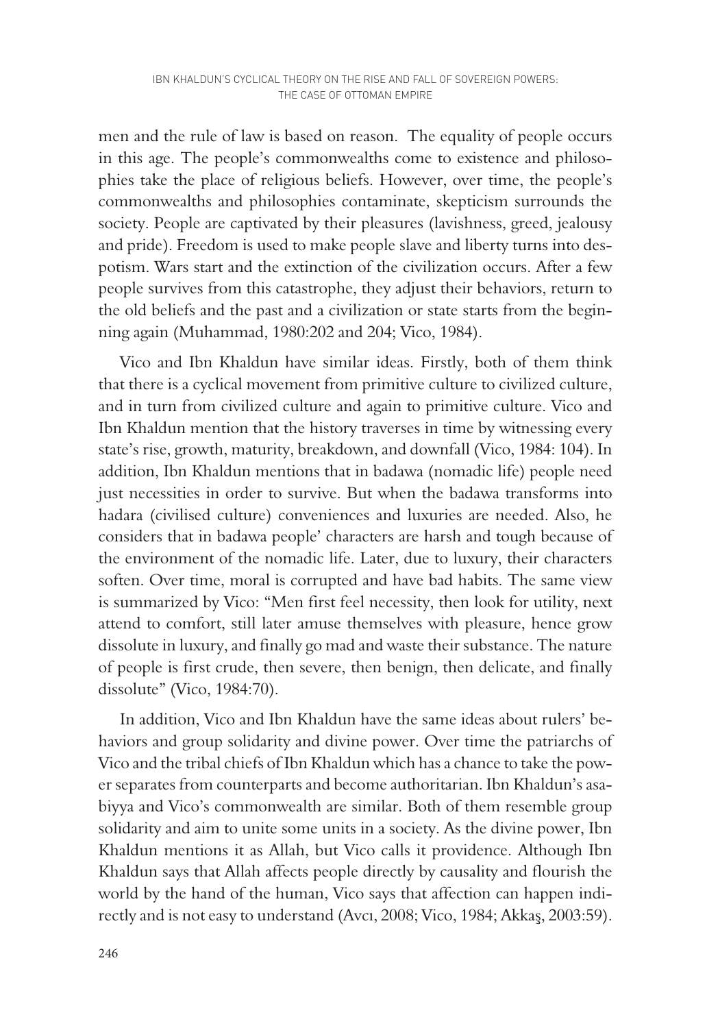men and the rule of law is based on reason. The equality of people occurs in this age. The people's commonwealths come to existence and philosophies take the place of religious beliefs. However, over time, the people's commonwealths and philosophies contaminate, skepticism surrounds the society. People are captivated by their pleasures (lavishness, greed, jealousy and pride). Freedom is used to make people slave and liberty turns into despotism. Wars start and the extinction of the civilization occurs. After a few people survives from this catastrophe, they adjust their behaviors, return to the old beliefs and the past and a civilization or state starts from the beginning again (Muhammad, 1980:202 and 204; Vico, 1984).

Vico and Ibn Khaldun have similar ideas. Firstly, both of them think that there is a cyclical movement from primitive culture to civilized culture, and in turn from civilized culture and again to primitive culture. Vico and Ibn Khaldun mention that the history traverses in time by witnessing every state's rise, growth, maturity, breakdown, and downfall (Vico, 1984: 104). In addition, Ibn Khaldun mentions that in badawa (nomadic life) people need just necessities in order to survive. But when the badawa transforms into hadara (civilised culture) conveniences and luxuries are needed. Also, he considers that in badawa people' characters are harsh and tough because of the environment of the nomadic life. Later, due to luxury, their characters soften. Over time, moral is corrupted and have bad habits. The same view is summarized by Vico: "Men first feel necessity, then look for utility, next attend to comfort, still later amuse themselves with pleasure, hence grow dissolute in luxury, and finally go mad and waste their substance. The nature of people is first crude, then severe, then benign, then delicate, and finally dissolute" (Vico, 1984:70).

In addition, Vico and Ibn Khaldun have the same ideas about rulers' behaviors and group solidarity and divine power. Over time the patriarchs of Vico and the tribal chiefs of Ibn Khaldun which has a chance to take the power separates from counterparts and become authoritarian. Ibn Khaldun's asabiyya and Vico's commonwealth are similar. Both of them resemble group solidarity and aim to unite some units in a society. As the divine power, Ibn Khaldun mentions it as Allah, but Vico calls it providence. Although Ibn Khaldun says that Allah affects people directly by causality and flourish the world by the hand of the human, Vico says that affection can happen indirectly and is not easy to understand (Avcı, 2008; Vico, 1984; Akkaş, 2003:59).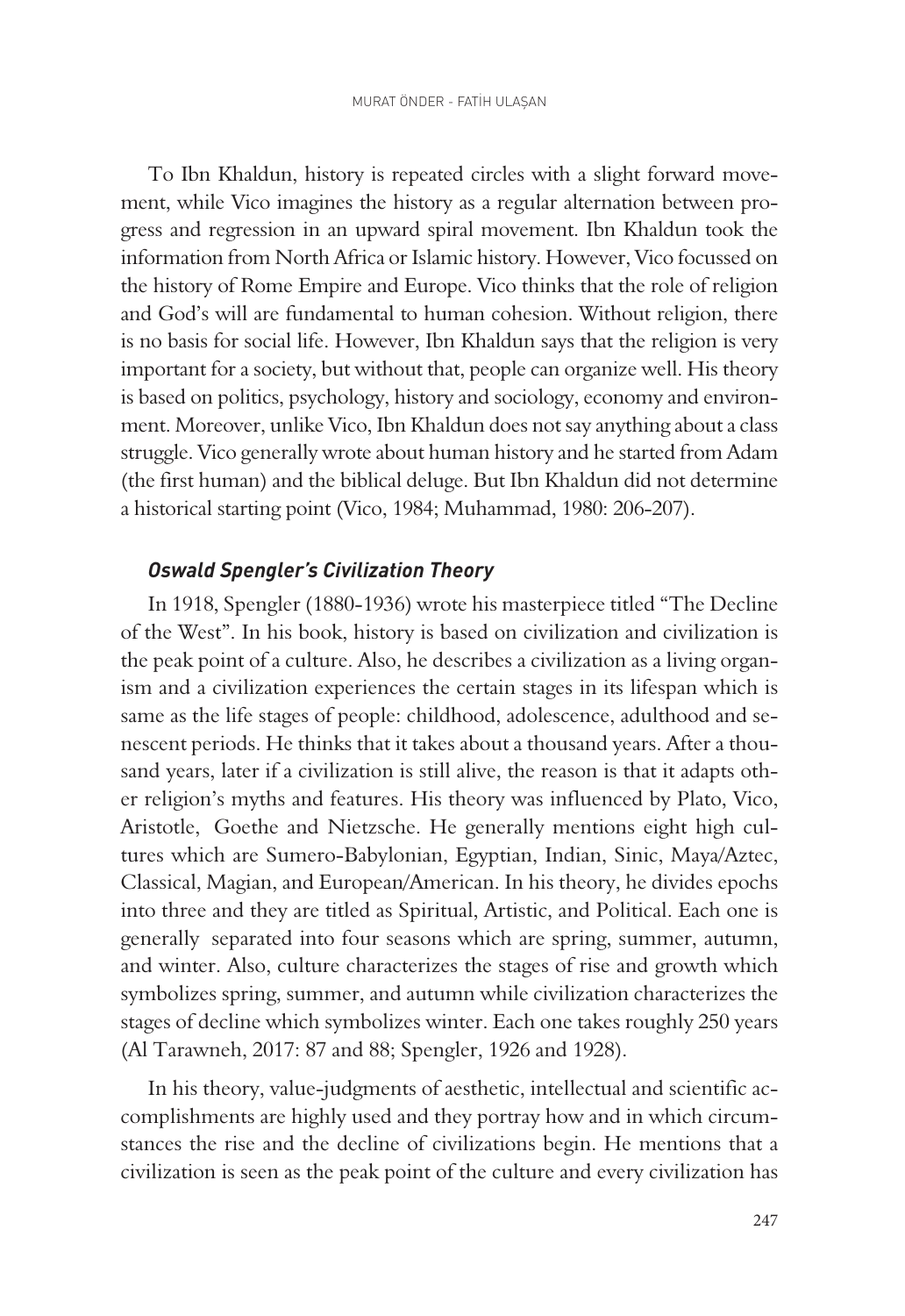To Ibn Khaldun, history is repeated circles with a slight forward movement, while Vico imagines the history as a regular alternation between progress and regression in an upward spiral movement. Ibn Khaldun took the information from North Africa or Islamic history. However, Vico focussed on the history of Rome Empire and Europe. Vico thinks that the role of religion and God's will are fundamental to human cohesion. Without religion, there is no basis for social life. However, Ibn Khaldun says that the religion is very important for a society, but without that, people can organize well. His theory is based on politics, psychology, history and sociology, economy and environment. Moreover, unlike Vico, Ibn Khaldun does not say anything about a class struggle. Vico generally wrote about human history and he started from Adam (the first human) and the biblical deluge. But Ibn Khaldun did not determine a historical starting point (Vico, 1984; Muhammad, 1980: 206-207).

### *Oswald Spengler's Civilization Theory*

In 1918, Spengler (1880-1936) wrote his masterpiece titled "The Decline of the West". In his book, history is based on civilization and civilization is the peak point of a culture. Also, he describes a civilization as a living organism and a civilization experiences the certain stages in its lifespan which is same as the life stages of people: childhood, adolescence, adulthood and senescent periods. He thinks that it takes about a thousand years. After a thousand years, later if a civilization is still alive, the reason is that it adapts other religion's myths and features. His theory was influenced by Plato, Vico, Aristotle, Goethe and Nietzsche. He generally mentions eight high cultures which are Sumero-Babylonian, Egyptian, Indian, Sinic, Maya/Aztec, Classical, Magian, and European/American. In his theory, he divides epochs into three and they are titled as Spiritual, Artistic, and Political. Each one is generally separated into four seasons which are spring, summer, autumn, and winter. Also, culture characterizes the stages of rise and growth which symbolizes spring, summer, and autumn while civilization characterizes the stages of decline which symbolizes winter. Each one takes roughly 250 years (Al Tarawneh, 2017: 87 and 88; Spengler, 1926 and 1928).

In his theory, value-judgments of aesthetic, intellectual and scientific accomplishments are highly used and they portray how and in which circumstances the rise and the decline of civilizations begin. He mentions that a civilization is seen as the peak point of the culture and every civilization has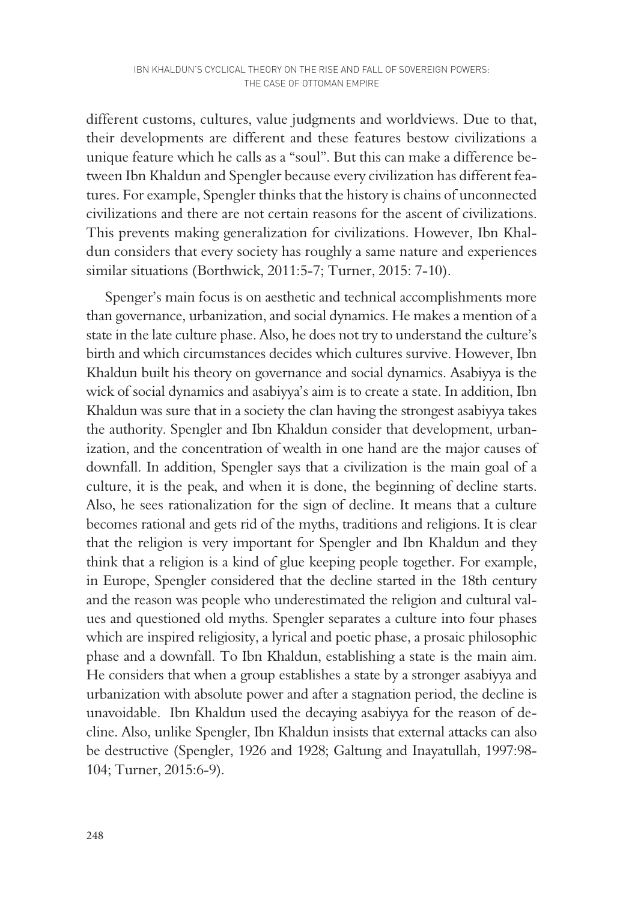different customs, cultures, value judgments and worldviews. Due to that, their developments are different and these features bestow civilizations a unique feature which he calls as a "soul". But this can make a difference between Ibn Khaldun and Spengler because every civilization has different features. For example, Spengler thinks that the history is chains of unconnected civilizations and there are not certain reasons for the ascent of civilizations. This prevents making generalization for civilizations. However, Ibn Khaldun considers that every society has roughly a same nature and experiences similar situations (Borthwick, 2011:5-7; Turner, 2015: 7-10).

Spenger's main focus is on aesthetic and technical accomplishments more than governance, urbanization, and social dynamics. He makes a mention of a state in the late culture phase. Also, he does not try to understand the culture's birth and which circumstances decides which cultures survive. However, Ibn Khaldun built his theory on governance and social dynamics. Asabiyya is the wick of social dynamics and asabiyya's aim is to create a state. In addition, Ibn Khaldun was sure that in a society the clan having the strongest asabiyya takes the authority. Spengler and Ibn Khaldun consider that development, urbanization, and the concentration of wealth in one hand are the major causes of downfall. In addition, Spengler says that a civilization is the main goal of a culture, it is the peak, and when it is done, the beginning of decline starts. Also, he sees rationalization for the sign of decline. It means that a culture becomes rational and gets rid of the myths, traditions and religions. It is clear that the religion is very important for Spengler and Ibn Khaldun and they think that a religion is a kind of glue keeping people together. For example, in Europe, Spengler considered that the decline started in the 18th century and the reason was people who underestimated the religion and cultural values and questioned old myths. Spengler separates a culture into four phases which are inspired religiosity, a lyrical and poetic phase, a prosaic philosophic phase and a downfall. To Ibn Khaldun, establishing a state is the main aim. He considers that when a group establishes a state by a stronger asabiyya and urbanization with absolute power and after a stagnation period, the decline is unavoidable. Ibn Khaldun used the decaying asabiyya for the reason of decline. Also, unlike Spengler, Ibn Khaldun insists that external attacks can also be destructive (Spengler, 1926 and 1928; Galtung and Inayatullah, 1997:98-104; Turner, 2015:6-9).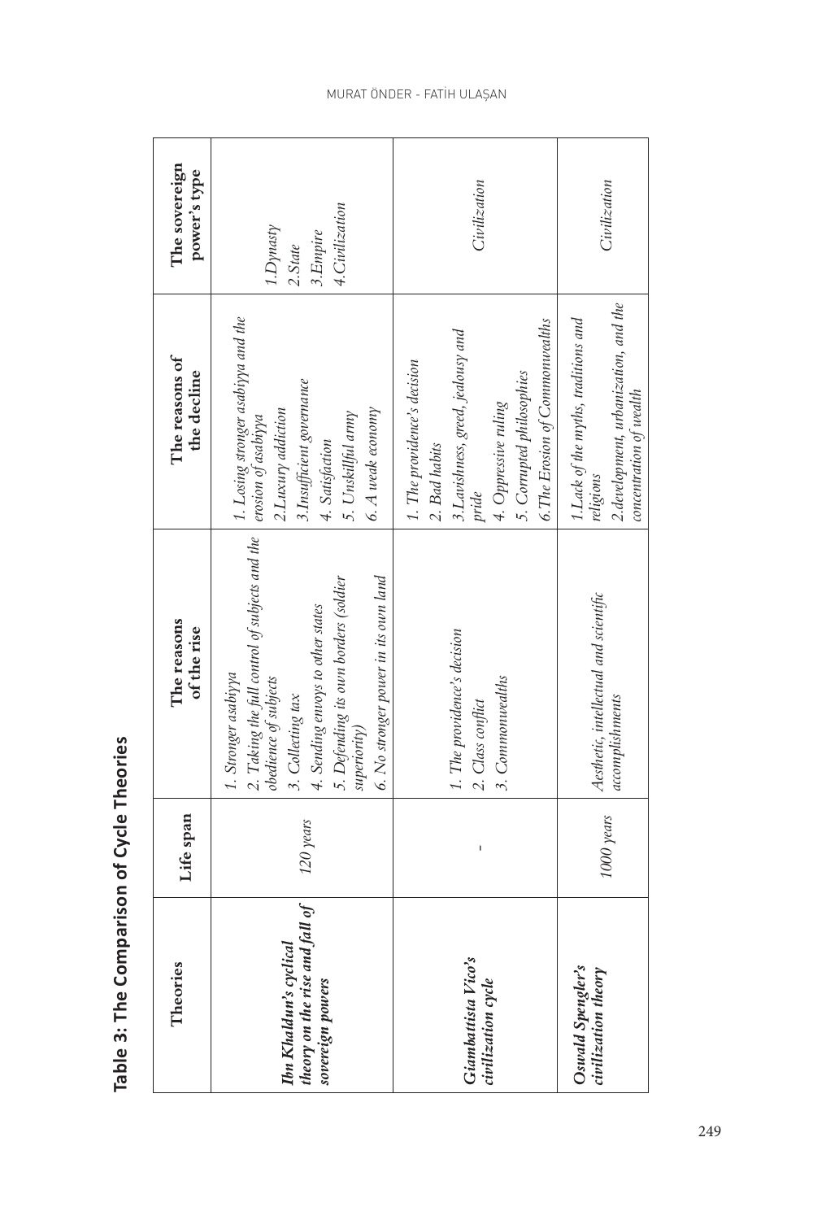**Table 3: The Comparison of Cycle Theories**

| Theories | Life span | The reasons of the rise | The reasons of the decline | The sovereign power's type |
|---|---|---|---|---|
| ***Ibn Khaldun's cyclical theory on the rise and fall of sovereign powers*** | *120 years* | *1. Stronger asabiyya*<br>*2. Taking the full control of subjects and the obedience of subjects*<br>*3. Collecting tax*<br>*4. Sending envoys to other states*<br>*5. Defending its own borders (soldier superiority)*<br>*6. No stronger power in its own land* | *1. Losing stronger asabiyya and the erosion of asabiyya*<br>*2.Luxury addiction*<br>*3.Insufficient governance*<br>*4. Satisfaction*<br>*5. Unskillful army*<br>*6. A weak economy* | *1.Dynasty*<br>*2.State*<br>*3.Empire*<br>*4.Civilization* |
| ***Giambattista Vico's civilization cycle*** | - | *1. The providence's decision*<br>*2. Class conflict*<br>*3. Commonwealths* | *1. The providence's decision*<br>*2. Bad habits*<br>*3.Lavishness, greed, jealousy and pride*<br>*4. Oppressive ruling*<br>*5. Corrupted philosophies*<br>*6.The Erosion of Commonwealths* | *Civilization* |
| ***Oswald Spengler's civilization theory*** | *1000 years* | *Aesthetic, intellectual and scientific accomplishments* | *1.Lack of the myths, traditions and religions*<br>*2.development, urbanization, and the concentration of wealth* | *Civilization* |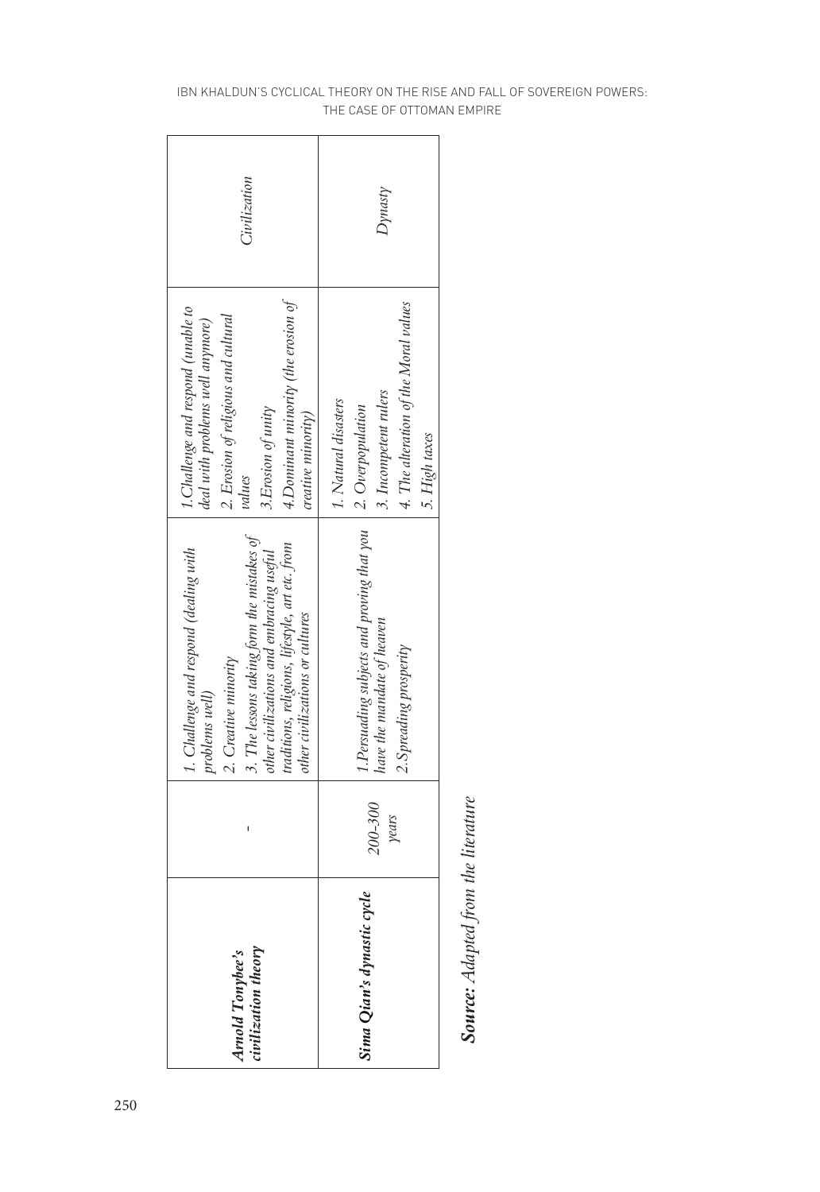| *Arnold Tonybee's civilization theory* | - | 1. Challenge and respond (dealing with problems well)<br>2. Creative minority<br>3. The lessons taking form the mistakes of other civilizations and embracing useful traditions, religions, lifestyle, art etc. from other civilizations or cultures | 1. Challenge and respond (unable to deal with problems well anymore)<br>2. Erosion of religious and cultural values<br>3. Erosion of unity<br>4. Dominant minority (the erosion of creative minority) | *Civilization* |
|---|---|---|---|---|
| ***Sima Qian's dynastic cycle*** | *200-300 years* | 1. Persuading subjects and proving that you have the mandate of heaven<br>2. Spreading prosperity | 1. Natural disasters<br>2. Overpopulation<br>3. Incompetent rulers<br>4. The alteration of the Moral values<br>5. High taxes | *Dynasty* |

***Source:** Adapted from the literature*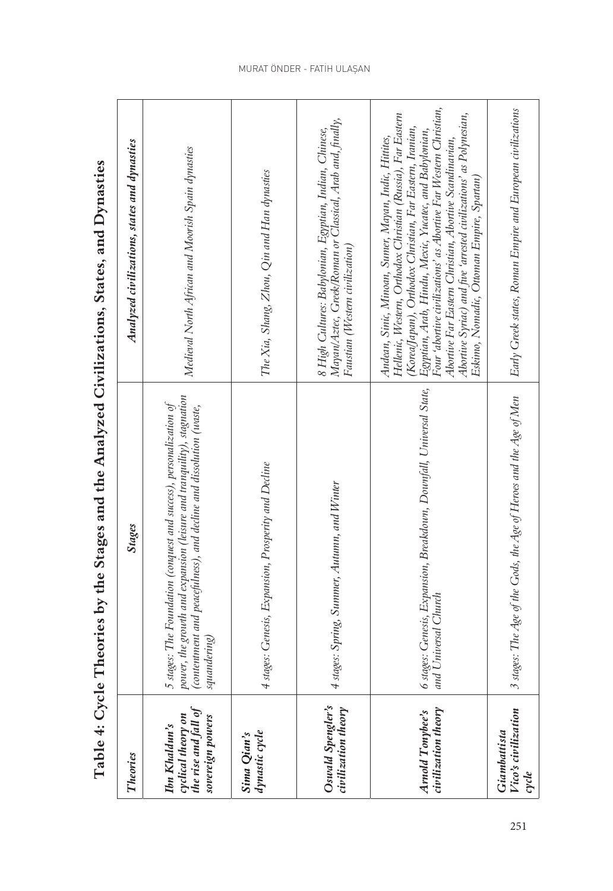**Table 4: Cycle Theories by the Stages and the Analyzed Civilizations, States, and Dynasties**

| *Theories* | *Stages* | *Analyzed civilizations, states and dynasties* |
|---|---|---|
| ***Ibn Khaldun's cyclical theory on the rise and fall of sovereign powers*** | *5 stages: The Foundation (conquest and success), personalization of power, the growth and expansion (leisure and tranquility), stagnation (contentment and peacefulness), and decline and dissolution (waste, squandering)* | *Medieval North African and Moorish Spain dynasties* |
| ***Sima Qian's dynastic cycle*** | *4 stages: Genesis, Expansion, Prosperity and Decline* | *The Xia, Shang, Zhou, Qin and Han dynasties* |
| ***Oswald Spengler's civilization theory*** | *4 stages: Spring, Summer, Autumn, and Winter* | *8 High Cultures: Babylonian, Egyptian, Indian, Chinese, Mayan/Aztec, Greek/Roman or Classical, Arab and, finally, Faustian (Western civilization)* |
| ***Arnold Tonybee's civilization theory*** | *6 stages: Genesis, Expansion, Breakdown, Downfall, Universal State, and Universal Church* | *Andean, Sinic, Minoan, Sumer, Mayan, Indic, Hittites, Hellenic, Western, Orthodox Christian (Russia), Far Eastern (Korea/Japan), Orthodox Christian, Far Eastern, Iranian, Egyptian, Arab, Hindu, Mexic, Yucatec, and Babylonian, Four 'abortive civilizations' as Abortive Far Western Christian, Abortive Far Eastern Christian, Abortive Scandinavian, Abortive Syriac) and five 'arrested civilizations' as Polynesian, Eskimo, Nomadic, Ottoman Empire, Spartan)* |
| ***Giambattista Vico's civilization cycle*** | *3 stages: The Age of the Gods, the Age of Heroes and the Age of Men* | *Early Greek states, Roman Empire and European civilizations* |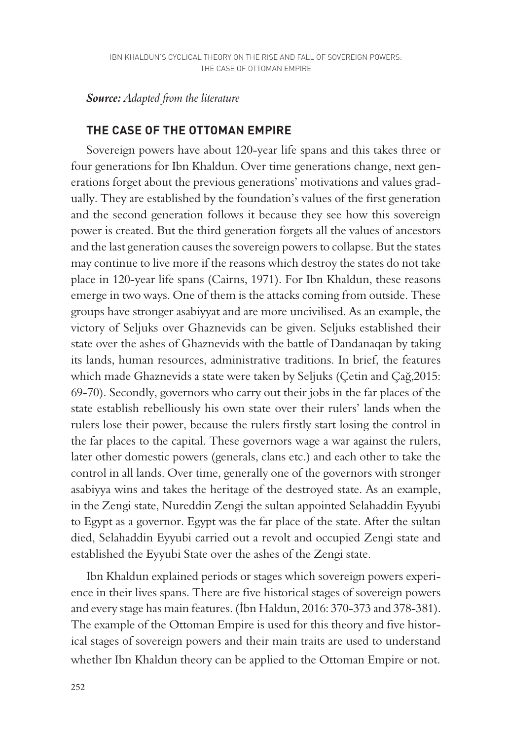***Source:*** *Adapted from the literature*

## THE CASE OF THE OTTOMAN EMPIRE

Sovereign powers have about 120-year life spans and this takes three or four generations for Ibn Khaldun. Over time generations change, next generations forget about the previous generations' motivations and values gradually. They are established by the foundation's values of the first generation and the second generation follows it because they see how this sovereign power is created. But the third generation forgets all the values of ancestors and the last generation causes the sovereign powers to collapse. But the states may continue to live more if the reasons which destroy the states do not take place in 120-year life spans (Cairns, 1971). For Ibn Khaldun, these reasons emerge in two ways. One of them is the attacks coming from outside. These groups have stronger asabiyyat and are more uncivilised. As an example, the victory of Seljuks over Ghaznevids can be given. Seljuks established their state over the ashes of Ghaznevids with the battle of Dandanaqan by taking its lands, human resources, administrative traditions. In brief, the features which made Ghaznevids a state were taken by Seljuks (Çetin and Çağ,2015: 69-70). Secondly, governors who carry out their jobs in the far places of the state establish rebelliously his own state over their rulers' lands when the rulers lose their power, because the rulers firstly start losing the control in the far places to the capital. These governors wage a war against the rulers, later other domestic powers (generals, clans etc.) and each other to take the control in all lands. Over time, generally one of the governors with stronger asabiyya wins and takes the heritage of the destroyed state. As an example, in the Zengi state, Nureddin Zengi the sultan appointed Selahaddin Eyyubi to Egypt as a governor. Egypt was the far place of the state. After the sultan died, Selahaddin Eyyubi carried out a revolt and occupied Zengi state and established the Eyyubi State over the ashes of the Zengi state.

Ibn Khaldun explained periods or stages which sovereign powers experience in their lives spans. There are five historical stages of sovereign powers and every stage has main features. (İbn Haldun, 2016: 370-373 and 378-381). The example of the Ottoman Empire is used for this theory and five historical stages of sovereign powers and their main traits are used to understand whether Ibn Khaldun theory can be applied to the Ottoman Empire or not.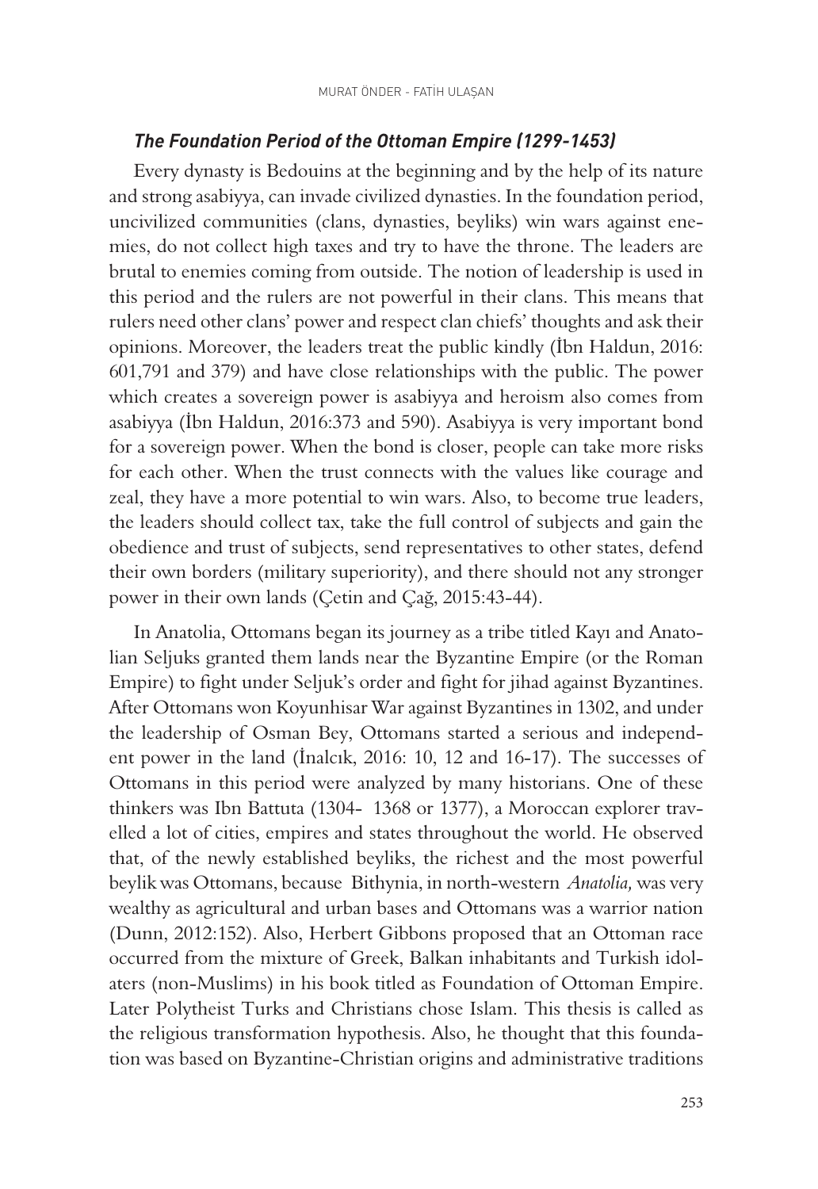### *The Foundation Period of the Ottoman Empire (1299-1453)*

Every dynasty is Bedouins at the beginning and by the help of its nature and strong asabiyya, can invade civilized dynasties. In the foundation period, uncivilized communities (clans, dynasties, beyliks) win wars against enemies, do not collect high taxes and try to have the throne. The leaders are brutal to enemies coming from outside. The notion of leadership is used in this period and the rulers are not powerful in their clans. This means that rulers need other clans' power and respect clan chiefs' thoughts and ask their opinions. Moreover, the leaders treat the public kindly (İbn Haldun, 2016: 601,791 and 379) and have close relationships with the public. The power which creates a sovereign power is asabiyya and heroism also comes from asabiyya (İbn Haldun, 2016:373 and 590). Asabiyya is very important bond for a sovereign power. When the bond is closer, people can take more risks for each other. When the trust connects with the values like courage and zeal, they have a more potential to win wars. Also, to become true leaders, the leaders should collect tax, take the full control of subjects and gain the obedience and trust of subjects, send representatives to other states, defend their own borders (military superiority), and there should not any stronger power in their own lands (Çetin and Çağ, 2015:43-44).

In Anatolia, Ottomans began its journey as a tribe titled Kayı and Anatolian Seljuks granted them lands near the Byzantine Empire (or the Roman Empire) to fight under Seljuk's order and fight for jihad against Byzantines. After Ottomans won Koyunhisar War against Byzantines in 1302, and under the leadership of Osman Bey, Ottomans started a serious and independent power in the land (İnalcık, 2016: 10, 12 and 16-17). The successes of Ottomans in this period were analyzed by many historians. One of these thinkers was Ibn Battuta (1304- 1368 or 1377), a Moroccan explorer travelled a lot of cities, empires and states throughout the world. He observed that, of the newly established beyliks, the richest and the most powerful beylik was Ottomans, because Bithynia, in north-western *Anatolia,* was very wealthy as agricultural and urban bases and Ottomans was a warrior nation (Dunn, 2012:152). Also, Herbert Gibbons proposed that an Ottoman race occurred from the mixture of Greek, Balkan inhabitants and Turkish idolaters (non-Muslims) in his book titled as Foundation of Ottoman Empire. Later Polytheist Turks and Christians chose Islam. This thesis is called as the religious transformation hypothesis. Also, he thought that this foundation was based on Byzantine-Christian origins and administrative traditions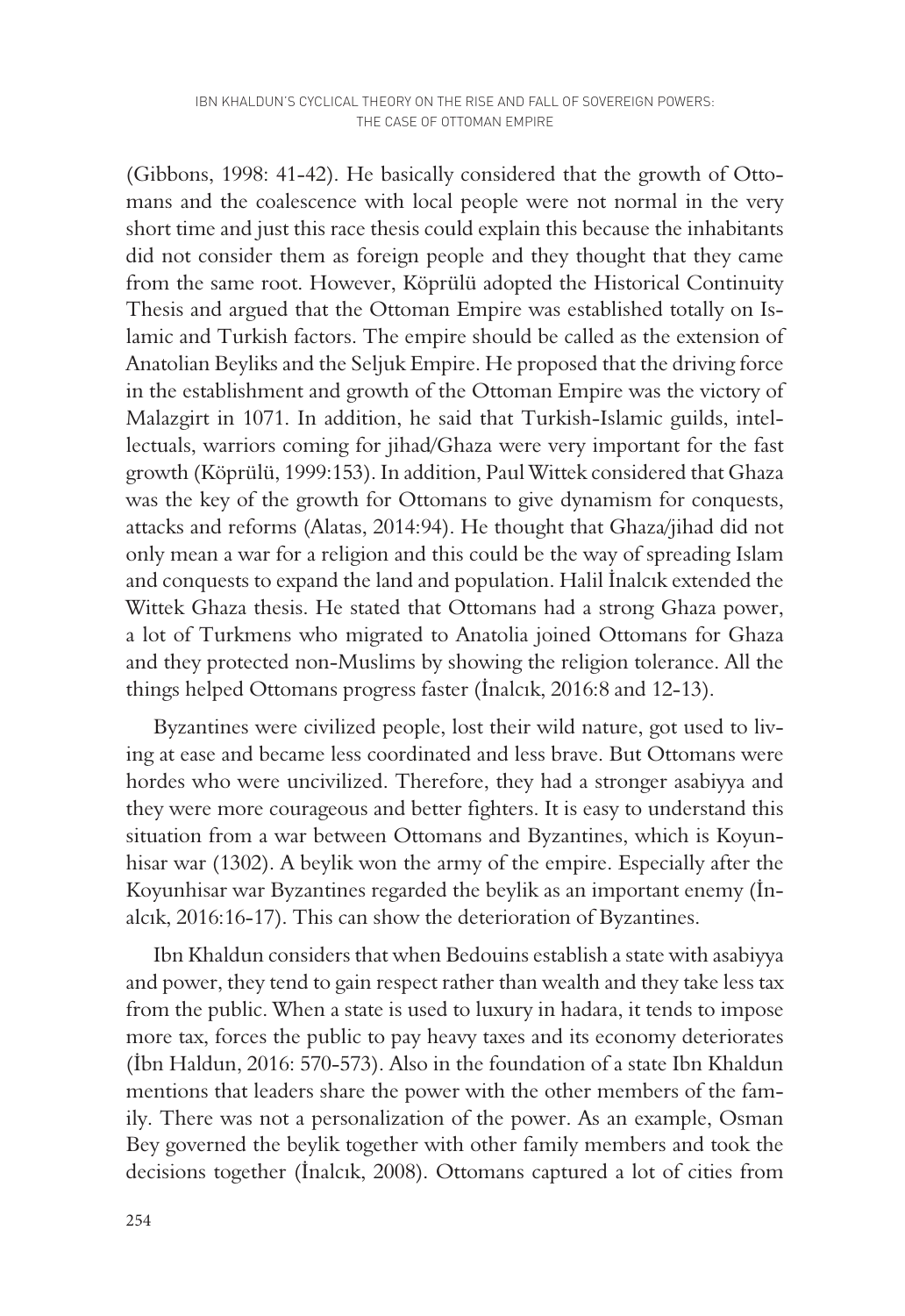(Gibbons, 1998: 41-42). He basically considered that the growth of Ottomans and the coalescence with local people were not normal in the very short time and just this race thesis could explain this because the inhabitants did not consider them as foreign people and they thought that they came from the same root. However, Köprülü adopted the Historical Continuity Thesis and argued that the Ottoman Empire was established totally on Islamic and Turkish factors. The empire should be called as the extension of Anatolian Beyliks and the Seljuk Empire. He proposed that the driving force in the establishment and growth of the Ottoman Empire was the victory of Malazgirt in 1071. In addition, he said that Turkish-Islamic guilds, intellectuals, warriors coming for jihad/Ghaza were very important for the fast growth (Köprülü, 1999:153). In addition, Paul Wittek considered that Ghaza was the key of the growth for Ottomans to give dynamism for conquests, attacks and reforms (Alatas, 2014:94). He thought that Ghaza/jihad did not only mean a war for a religion and this could be the way of spreading Islam and conquests to expand the land and population. Halil İnalcık extended the Wittek Ghaza thesis. He stated that Ottomans had a strong Ghaza power, a lot of Turkmens who migrated to Anatolia joined Ottomans for Ghaza and they protected non-Muslims by showing the religion tolerance. All the things helped Ottomans progress faster (İnalcık, 2016:8 and 12-13).

Byzantines were civilized people, lost their wild nature, got used to living at ease and became less coordinated and less brave. But Ottomans were hordes who were uncivilized. Therefore, they had a stronger asabiyya and they were more courageous and better fighters. It is easy to understand this situation from a war between Ottomans and Byzantines, which is Koyunhisar war (1302). A beylik won the army of the empire. Especially after the Koyunhisar war Byzantines regarded the beylik as an important enemy (İnalcık, 2016:16-17). This can show the deterioration of Byzantines.

Ibn Khaldun considers that when Bedouins establish a state with asabiyya and power, they tend to gain respect rather than wealth and they take less tax from the public. When a state is used to luxury in hadara, it tends to impose more tax, forces the public to pay heavy taxes and its economy deteriorates (İbn Haldun, 2016: 570-573). Also in the foundation of a state Ibn Khaldun mentions that leaders share the power with the other members of the family. There was not a personalization of the power. As an example, Osman Bey governed the beylik together with other family members and took the decisions together (İnalcık, 2008). Ottomans captured a lot of cities from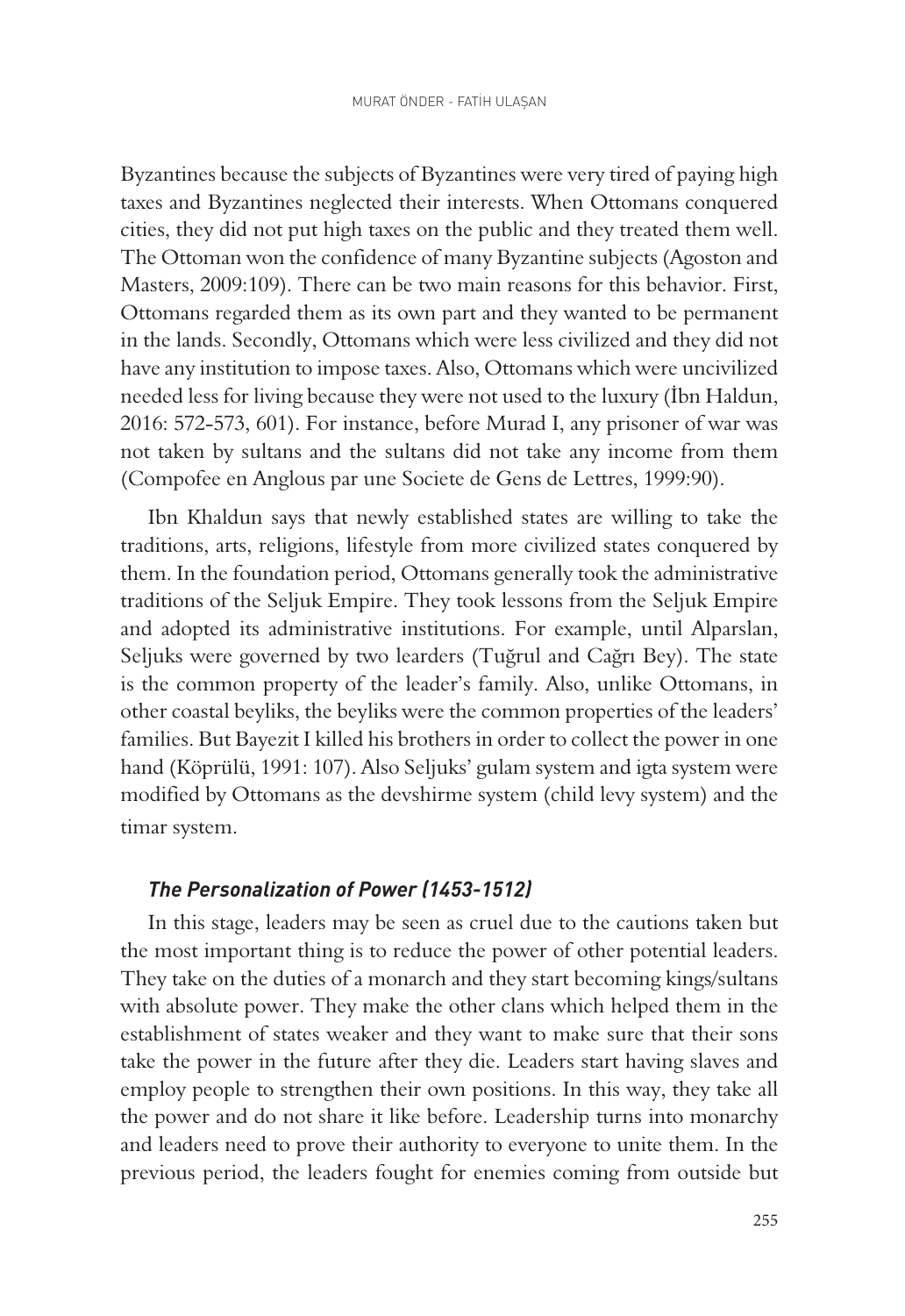Byzantines because the subjects of Byzantines were very tired of paying high taxes and Byzantines neglected their interests. When Ottomans conquered cities, they did not put high taxes on the public and they treated them well. The Ottoman won the confidence of many Byzantine subjects (Agoston and Masters, 2009:109). There can be two main reasons for this behavior. First, Ottomans regarded them as its own part and they wanted to be permanent in the lands. Secondly, Ottomans which were less civilized and they did not have any institution to impose taxes. Also, Ottomans which were uncivilized needed less for living because they were not used to the luxury (İbn Haldun, 2016: 572-573, 601). For instance, before Murad I, any prisoner of war was not taken by sultans and the sultans did not take any income from them (Compofee en Anglous par une Societe de Gens de Lettres, 1999:90).

Ibn Khaldun says that newly established states are willing to take the traditions, arts, religions, lifestyle from more civilized states conquered by them. In the foundation period, Ottomans generally took the administrative traditions of the Seljuk Empire. They took lessons from the Seljuk Empire and adopted its administrative institutions. For example, until Alparslan, Seljuks were governed by two learders (Tuğrul and Cağrı Bey). The state is the common property of the leader's family. Also, unlike Ottomans, in other coastal beyliks, the beyliks were the common properties of the leaders' families. But Bayezit I killed his brothers in order to collect the power in one hand (Köprülü, 1991: 107). Also Seljuks' gulam system and igta system were modified by Ottomans as the devshirme system (child levy system) and the timar system.

### *The Personalization of Power (1453-1512)*

In this stage, leaders may be seen as cruel due to the cautions taken but the most important thing is to reduce the power of other potential leaders. They take on the duties of a monarch and they start becoming kings/sultans with absolute power. They make the other clans which helped them in the establishment of states weaker and they want to make sure that their sons take the power in the future after they die. Leaders start having slaves and employ people to strengthen their own positions. In this way, they take all the power and do not share it like before. Leadership turns into monarchy and leaders need to prove their authority to everyone to unite them. In the previous period, the leaders fought for enemies coming from outside but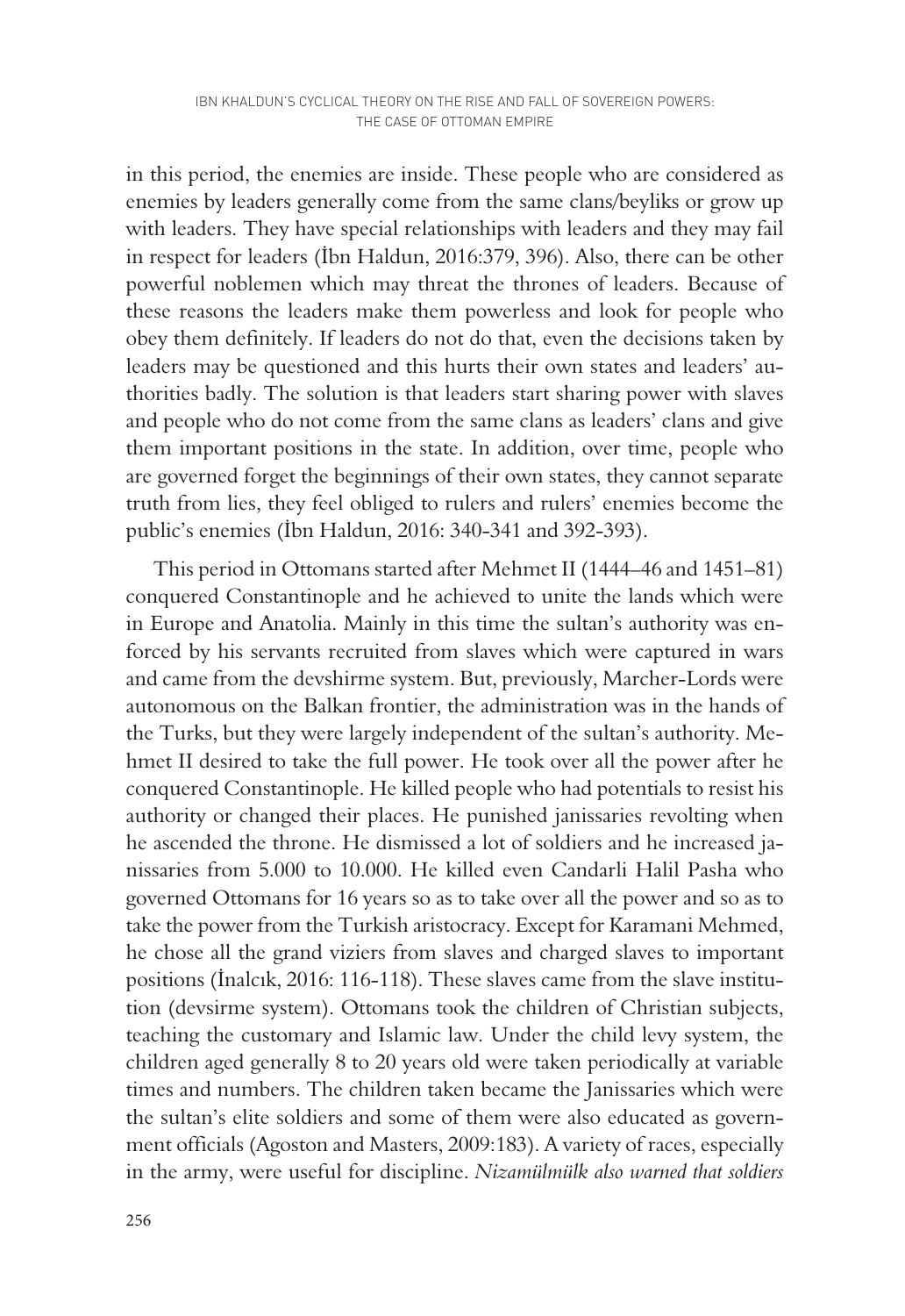in this period, the enemies are inside. These people who are considered as enemies by leaders generally come from the same clans/beyliks or grow up with leaders. They have special relationships with leaders and they may fail in respect for leaders (İbn Haldun, 2016:379, 396). Also, there can be other powerful noblemen which may threat the thrones of leaders. Because of these reasons the leaders make them powerless and look for people who obey them definitely. If leaders do not do that, even the decisions taken by leaders may be questioned and this hurts their own states and leaders' authorities badly. The solution is that leaders start sharing power with slaves and people who do not come from the same clans as leaders' clans and give them important positions in the state. In addition, over time, people who are governed forget the beginnings of their own states, they cannot separate truth from lies, they feel obliged to rulers and rulers' enemies become the public's enemies (İbn Haldun, 2016: 340-341 and 392-393).

This period in Ottomans started after Mehmet II (1444–46 and 1451–81) conquered Constantinople and he achieved to unite the lands which were in Europe and Anatolia. Mainly in this time the sultan's authority was enforced by his servants recruited from slaves which were captured in wars and came from the devshirme system. But, previously, Marcher-Lords were autonomous on the Balkan frontier, the administration was in the hands of the Turks, but they were largely independent of the sultan's authority. Mehmet II desired to take the full power. He took over all the power after he conquered Constantinople. He killed people who had potentials to resist his authority or changed their places. He punished janissaries revolting when he ascended the throne. He dismissed a lot of soldiers and he increased janissaries from 5.000 to 10.000. He killed even Candarli Halil Pasha who governed Ottomans for 16 years so as to take over all the power and so as to take the power from the Turkish aristocracy. Except for Karamani Mehmed, he chose all the grand viziers from slaves and charged slaves to important positions (İnalcık, 2016: 116-118). These slaves came from the slave institution (devsirme system). Ottomans took the children of Christian subjects, teaching the customary and Islamic law. Under the child levy system, the children aged generally 8 to 20 years old were taken periodically at variable times and numbers. The children taken became the Janissaries which were the sultan's elite soldiers and some of them were also educated as government officials (Agoston and Masters, 2009:183). A variety of races, especially in the army, were useful for discipline. *Nizamülmülk also warned that soldiers*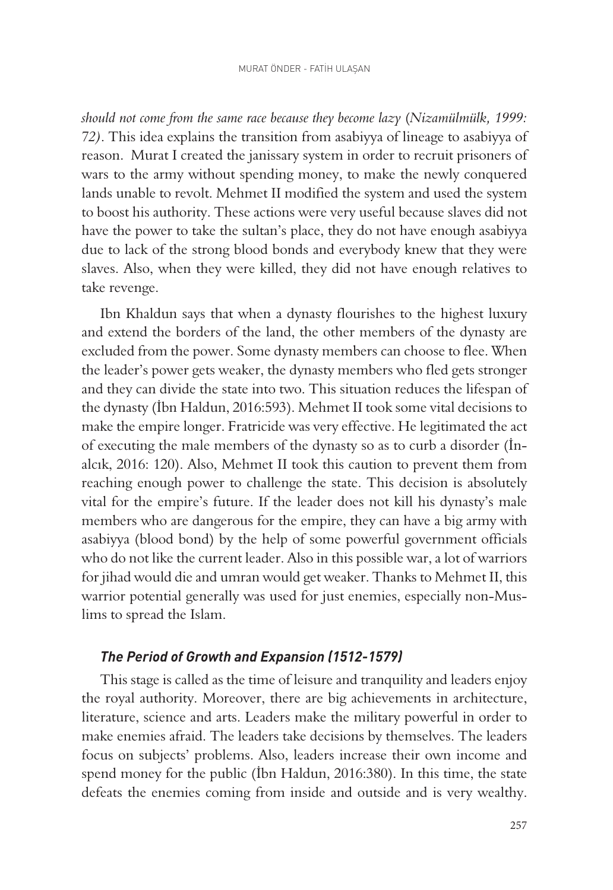*should not come from the same race because they become lazy* (*Nizamülmülk, 1999: 72)*. This idea explains the transition from asabiyya of lineage to asabiyya of reason. Murat I created the janissary system in order to recruit prisoners of wars to the army without spending money, to make the newly conquered lands unable to revolt. Mehmet II modified the system and used the system to boost his authority. These actions were very useful because slaves did not have the power to take the sultan's place, they do not have enough asabiyya due to lack of the strong blood bonds and everybody knew that they were slaves. Also, when they were killed, they did not have enough relatives to take revenge.

Ibn Khaldun says that when a dynasty flourishes to the highest luxury and extend the borders of the land, the other members of the dynasty are excluded from the power. Some dynasty members can choose to flee. When the leader's power gets weaker, the dynasty members who fled gets stronger and they can divide the state into two. This situation reduces the lifespan of the dynasty (İbn Haldun, 2016:593). Mehmet II took some vital decisions to make the empire longer. Fratricide was very effective. He legitimated the act of executing the male members of the dynasty so as to curb a disorder (İnalcık, 2016: 120). Also, Mehmet II took this caution to prevent them from reaching enough power to challenge the state. This decision is absolutely vital for the empire's future. If the leader does not kill his dynasty's male members who are dangerous for the empire, they can have a big army with asabiyya (blood bond) by the help of some powerful government officials who do not like the current leader. Also in this possible war, a lot of warriors for jihad would die and umran would get weaker. Thanks to Mehmet II, this warrior potential generally was used for just enemies, especially non-Muslims to spread the Islam.

### *The Period of Growth and Expansion (1512-1579)*

This stage is called as the time of leisure and tranquility and leaders enjoy the royal authority. Moreover, there are big achievements in architecture, literature, science and arts. Leaders make the military powerful in order to make enemies afraid. The leaders take decisions by themselves. The leaders focus on subjects' problems. Also, leaders increase their own income and spend money for the public (İbn Haldun, 2016:380). In this time, the state defeats the enemies coming from inside and outside and is very wealthy.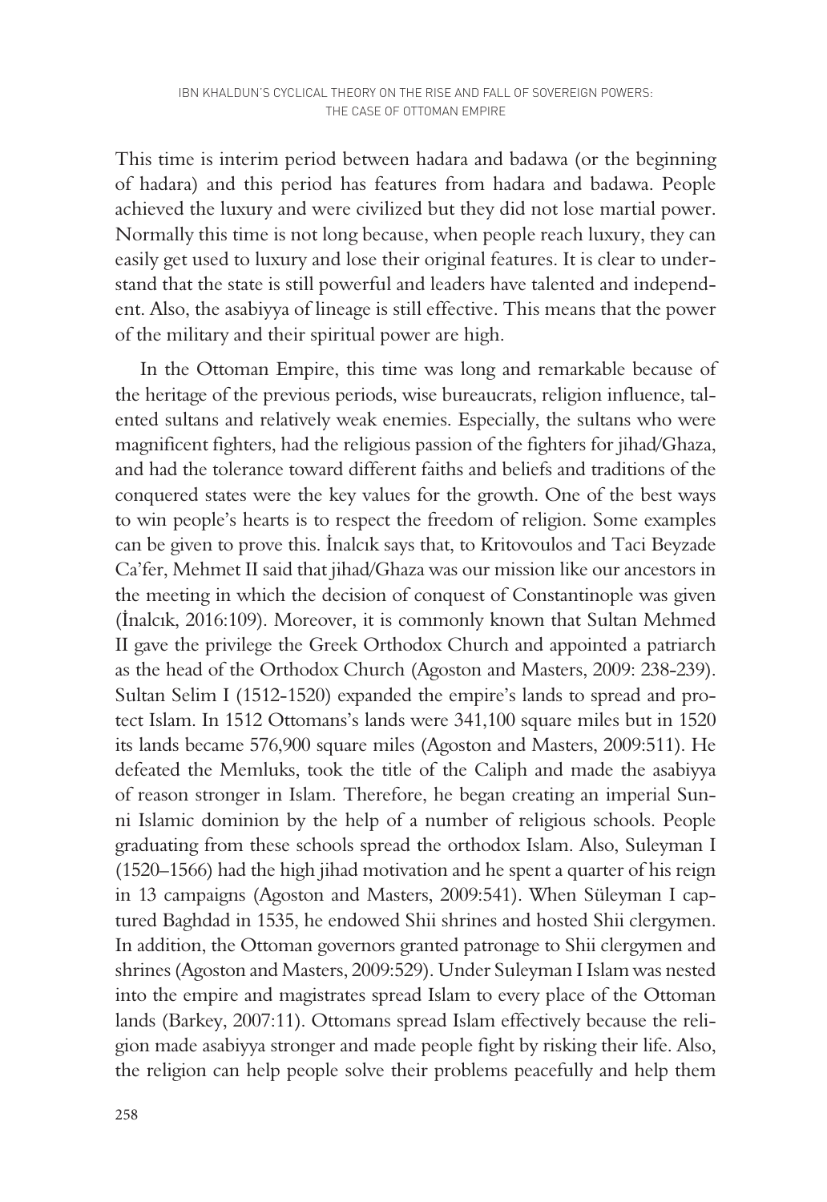This time is interim period between hadara and badawa (or the beginning of hadara) and this period has features from hadara and badawa. People achieved the luxury and were civilized but they did not lose martial power. Normally this time is not long because, when people reach luxury, they can easily get used to luxury and lose their original features. It is clear to understand that the state is still powerful and leaders have talented and independent. Also, the asabiyya of lineage is still effective. This means that the power of the military and their spiritual power are high.

In the Ottoman Empire, this time was long and remarkable because of the heritage of the previous periods, wise bureaucrats, religion influence, talented sultans and relatively weak enemies. Especially, the sultans who were magnificent fighters, had the religious passion of the fighters for jihad/Ghaza, and had the tolerance toward different faiths and beliefs and traditions of the conquered states were the key values for the growth. One of the best ways to win people's hearts is to respect the freedom of religion. Some examples can be given to prove this. İnalcık says that, to Kritovoulos and Taci Beyzade Ca'fer, Mehmet II said that jihad/Ghaza was our mission like our ancestors in the meeting in which the decision of conquest of Constantinople was given (İnalcık, 2016:109). Moreover, it is commonly known that Sultan Mehmed II gave the privilege the Greek Orthodox Church and appointed a patriarch as the head of the Orthodox Church (Agoston and Masters, 2009: 238-239). Sultan Selim I (1512-1520) expanded the empire's lands to spread and protect Islam. In 1512 Ottomans's lands were 341,100 square miles but in 1520 its lands became 576,900 square miles (Agoston and Masters, 2009:511). He defeated the Memluks, took the title of the Caliph and made the asabiyya of reason stronger in Islam. Therefore, he began creating an imperial Sunni Islamic dominion by the help of a number of religious schools. People graduating from these schools spread the orthodox Islam. Also, Suleyman I (1520–1566) had the high jihad motivation and he spent a quarter of his reign in 13 campaigns (Agoston and Masters, 2009:541). When Süleyman I captured Baghdad in 1535, he endowed Shii shrines and hosted Shii clergymen. In addition, the Ottoman governors granted patronage to Shii clergymen and shrines (Agoston and Masters, 2009:529). Under Suleyman I Islam was nested into the empire and magistrates spread Islam to every place of the Ottoman lands (Barkey, 2007:11). Ottomans spread Islam effectively because the religion made asabiyya stronger and made people fight by risking their life. Also, the religion can help people solve their problems peacefully and help them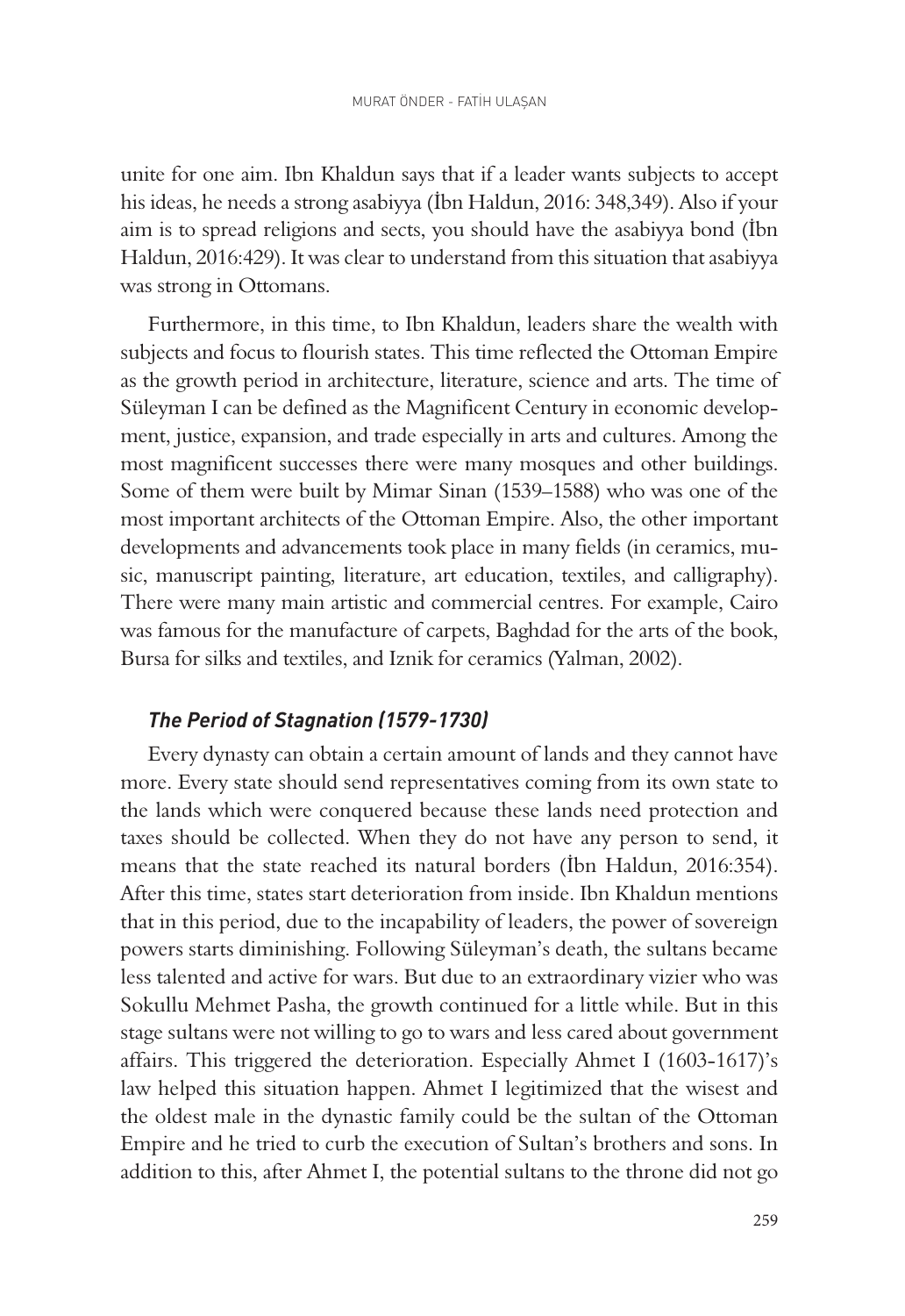unite for one aim. Ibn Khaldun says that if a leader wants subjects to accept his ideas, he needs a strong asabiyya (İbn Haldun, 2016: 348,349). Also if your aim is to spread religions and sects, you should have the asabiyya bond (İbn Haldun, 2016:429). It was clear to understand from this situation that asabiyya was strong in Ottomans.

Furthermore, in this time, to Ibn Khaldun, leaders share the wealth with subjects and focus to flourish states. This time reflected the Ottoman Empire as the growth period in architecture, literature, science and arts. The time of Süleyman I can be defined as the Magnificent Century in economic development, justice, expansion, and trade especially in arts and cultures. Among the most magnificent successes there were many mosques and other buildings. Some of them were built by Mimar Sinan (1539–1588) who was one of the most important architects of the Ottoman Empire. Also, the other important developments and advancements took place in many fields (in ceramics, music, manuscript painting, literature, art education, textiles, and calligraphy). There were many main artistic and commercial centres. For example, Cairo was famous for the manufacture of carpets, Baghdad for the arts of the book, Bursa for silks and textiles, and Iznik for ceramics (Yalman, 2002).

### *The Period of Stagnation (1579-1730)*

Every dynasty can obtain a certain amount of lands and they cannot have more. Every state should send representatives coming from its own state to the lands which were conquered because these lands need protection and taxes should be collected. When they do not have any person to send, it means that the state reached its natural borders (İbn Haldun, 2016:354). After this time, states start deterioration from inside. Ibn Khaldun mentions that in this period, due to the incapability of leaders, the power of sovereign powers starts diminishing. Following Süleyman's death, the sultans became less talented and active for wars. But due to an extraordinary vizier who was Sokullu Mehmet Pasha, the growth continued for a little while. But in this stage sultans were not willing to go to wars and less cared about government affairs. This triggered the deterioration. Especially Ahmet I (1603-1617)'s law helped this situation happen. Ahmet I legitimized that the wisest and the oldest male in the dynastic family could be the sultan of the Ottoman Empire and he tried to curb the execution of Sultan's brothers and sons. In addition to this, after Ahmet I, the potential sultans to the throne did not go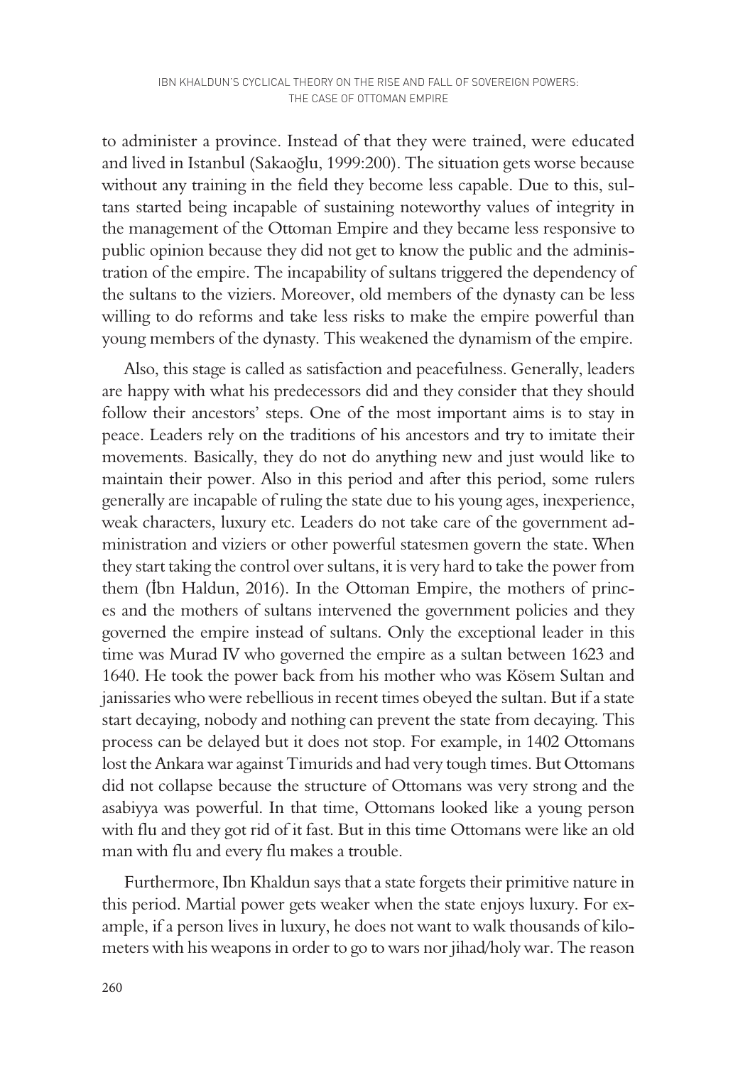to administer a province. Instead of that they were trained, were educated and lived in Istanbul (Sakaoğlu, 1999:200). The situation gets worse because without any training in the field they become less capable. Due to this, sultans started being incapable of sustaining noteworthy values of integrity in the management of the Ottoman Empire and they became less responsive to public opinion because they did not get to know the public and the administration of the empire. The incapability of sultans triggered the dependency of the sultans to the viziers. Moreover, old members of the dynasty can be less willing to do reforms and take less risks to make the empire powerful than young members of the dynasty. This weakened the dynamism of the empire.

Also, this stage is called as satisfaction and peacefulness. Generally, leaders are happy with what his predecessors did and they consider that they should follow their ancestors' steps. One of the most important aims is to stay in peace. Leaders rely on the traditions of his ancestors and try to imitate their movements. Basically, they do not do anything new and just would like to maintain their power. Also in this period and after this period, some rulers generally are incapable of ruling the state due to his young ages, inexperience, weak characters, luxury etc. Leaders do not take care of the government administration and viziers or other powerful statesmen govern the state. When they start taking the control over sultans, it is very hard to take the power from them (İbn Haldun, 2016). In the Ottoman Empire, the mothers of princes and the mothers of sultans intervened the government policies and they governed the empire instead of sultans. Only the exceptional leader in this time was Murad IV who governed the empire as a sultan between 1623 and 1640. He took the power back from his mother who was Kösem Sultan and janissaries who were rebellious in recent times obeyed the sultan. But if a state start decaying, nobody and nothing can prevent the state from decaying. This process can be delayed but it does not stop. For example, in 1402 Ottomans lost the Ankara war against Timurids and had very tough times. But Ottomans did not collapse because the structure of Ottomans was very strong and the asabiyya was powerful. In that time, Ottomans looked like a young person with flu and they got rid of it fast. But in this time Ottomans were like an old man with flu and every flu makes a trouble.

Furthermore, Ibn Khaldun says that a state forgets their primitive nature in this period. Martial power gets weaker when the state enjoys luxury. For example, if a person lives in luxury, he does not want to walk thousands of kilometers with his weapons in order to go to wars nor jihad/holy war. The reason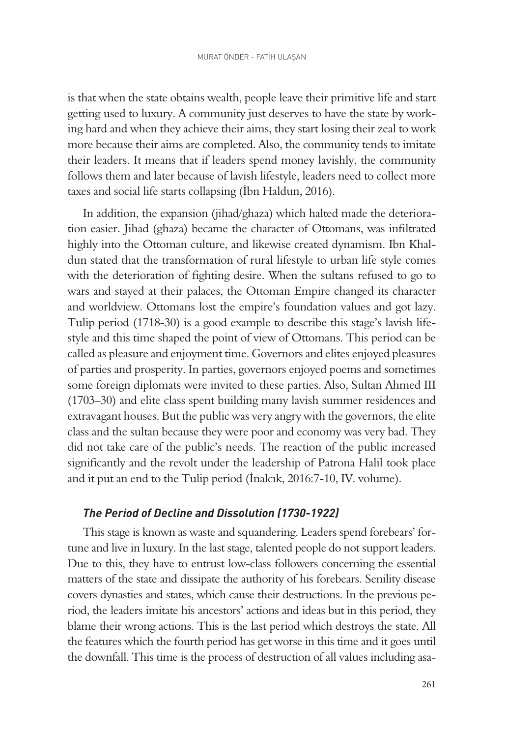is that when the state obtains wealth, people leave their primitive life and start getting used to luxury. A community just deserves to have the state by working hard and when they achieve their aims, they start losing their zeal to work more because their aims are completed. Also, the community tends to imitate their leaders. It means that if leaders spend money lavishly, the community follows them and later because of lavish lifestyle, leaders need to collect more taxes and social life starts collapsing (İbn Haldun, 2016).

In addition, the expansion (jihad/ghaza) which halted made the deterioration easier. Jihad (ghaza) became the character of Ottomans, was infiltrated highly into the Ottoman culture, and likewise created dynamism. Ibn Khaldun stated that the transformation of rural lifestyle to urban life style comes with the deterioration of fighting desire. When the sultans refused to go to wars and stayed at their palaces, the Ottoman Empire changed its character and worldview. Ottomans lost the empire's foundation values and got lazy. Tulip period (1718-30) is a good example to describe this stage's lavish lifestyle and this time shaped the point of view of Ottomans. This period can be called as pleasure and enjoyment time. Governors and elites enjoyed pleasures of parties and prosperity. In parties, governors enjoyed poems and sometimes some foreign diplomats were invited to these parties. Also, Sultan Ahmed III (1703–30) and elite class spent building many lavish summer residences and extravagant houses. But the public was very angry with the governors, the elite class and the sultan because they were poor and economy was very bad. They did not take care of the public's needs. The reaction of the public increased significantly and the revolt under the leadership of Patrona Halil took place and it put an end to the Tulip period (İnalcık, 2016:7-10, IV. volume).

### *The Period of Decline and Dissolution (1730-1922)*

This stage is known as waste and squandering. Leaders spend forebears' fortune and live in luxury. In the last stage, talented people do not support leaders. Due to this, they have to entrust low-class followers concerning the essential matters of the state and dissipate the authority of his forebears. Senility disease covers dynasties and states, which cause their destructions. In the previous period, the leaders imitate his ancestors' actions and ideas but in this period, they blame their wrong actions. This is the last period which destroys the state. All the features which the fourth period has get worse in this time and it goes until the downfall. This time is the process of destruction of all values including asa-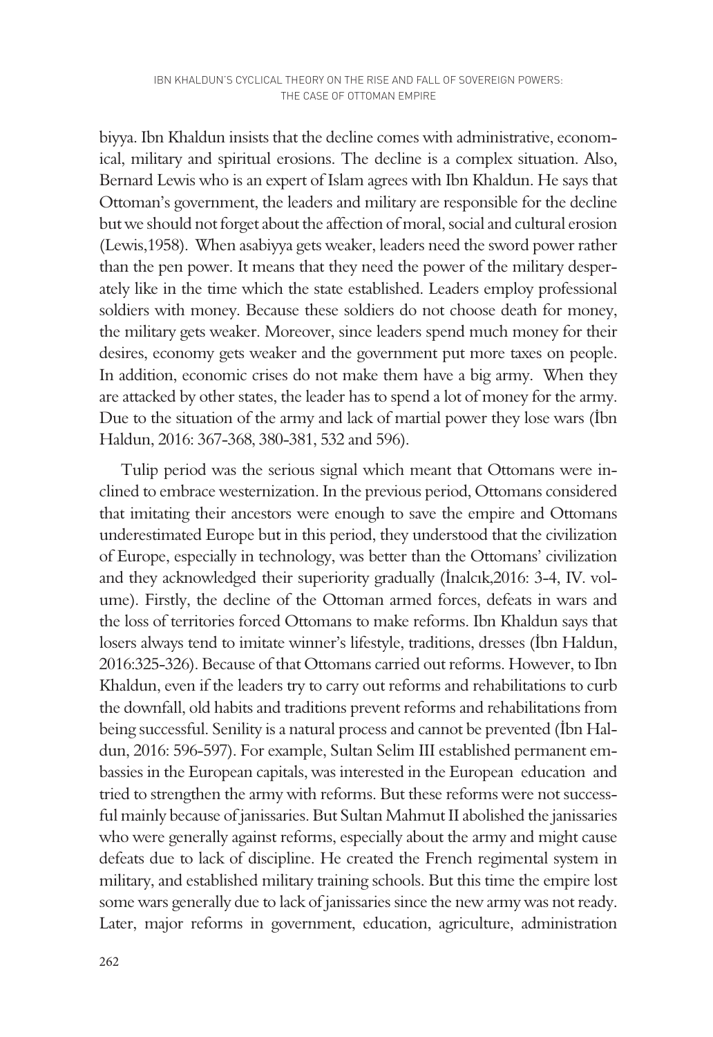biyya. Ibn Khaldun insists that the decline comes with administrative, economical, military and spiritual erosions. The decline is a complex situation. Also, Bernard Lewis who is an expert of Islam agrees with Ibn Khaldun. He says that Ottoman's government, the leaders and military are responsible for the decline but we should not forget about the affection of moral, social and cultural erosion (Lewis,1958). When asabiyya gets weaker, leaders need the sword power rather than the pen power. It means that they need the power of the military desperately like in the time which the state established. Leaders employ professional soldiers with money. Because these soldiers do not choose death for money, the military gets weaker. Moreover, since leaders spend much money for their desires, economy gets weaker and the government put more taxes on people. In addition, economic crises do not make them have a big army. When they are attacked by other states, the leader has to spend a lot of money for the army. Due to the situation of the army and lack of martial power they lose wars (İbn Haldun, 2016: 367-368, 380-381, 532 and 596).

Tulip period was the serious signal which meant that Ottomans were inclined to embrace westernization. In the previous period, Ottomans considered that imitating their ancestors were enough to save the empire and Ottomans underestimated Europe but in this period, they understood that the civilization of Europe, especially in technology, was better than the Ottomans' civilization and they acknowledged their superiority gradually (İnalcık,2016: 3-4, IV. volume). Firstly, the decline of the Ottoman armed forces, defeats in wars and the loss of territories forced Ottomans to make reforms. Ibn Khaldun says that losers always tend to imitate winner's lifestyle, traditions, dresses (İbn Haldun, 2016:325-326). Because of that Ottomans carried out reforms. However, to Ibn Khaldun, even if the leaders try to carry out reforms and rehabilitations to curb the downfall, old habits and traditions prevent reforms and rehabilitations from being successful. Senility is a natural process and cannot be prevented (İbn Haldun, 2016: 596-597). For example, Sultan Selim III established permanent embassies in the European capitals, was interested in the European education and tried to strengthen the army with reforms. But these reforms were not successful mainly because of janissaries. But Sultan Mahmut II abolished the janissaries who were generally against reforms, especially about the army and might cause defeats due to lack of discipline. He created the French regimental system in military, and established military training schools. But this time the empire lost some wars generally due to lack of janissaries since the new army was not ready. Later, major reforms in government, education, agriculture, administration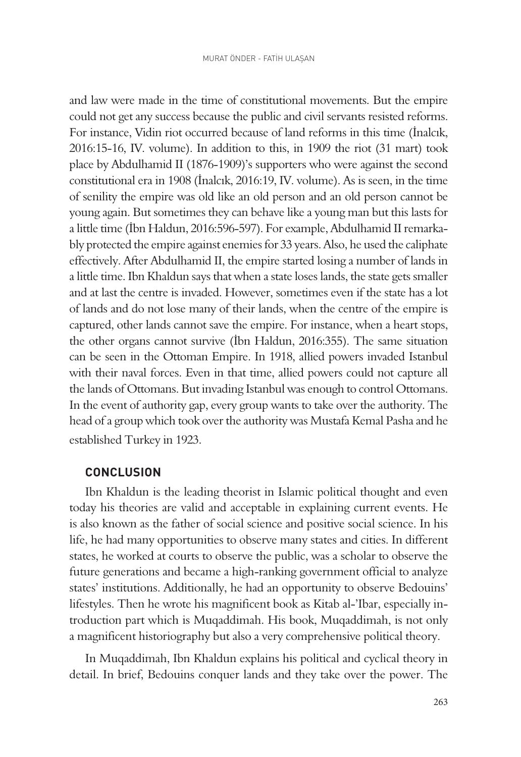and law were made in the time of constitutional movements. But the empire could not get any success because the public and civil servants resisted reforms. For instance, Vidin riot occurred because of land reforms in this time (İnalcık, 2016:15-16, IV. volume). In addition to this, in 1909 the riot (31 mart) took place by Abdulhamid II (1876-1909)'s supporters who were against the second constitutional era in 1908 (İnalcık, 2016:19, IV. volume). As is seen, in the time of senility the empire was old like an old person and an old person cannot be young again. But sometimes they can behave like a young man but this lasts for a little time (İbn Haldun, 2016:596-597). For example, Abdulhamid II remarkably protected the empire against enemies for 33 years. Also, he used the caliphate effectively. After Abdulhamid II, the empire started losing a number of lands in a little time. Ibn Khaldun says that when a state loses lands, the state gets smaller and at last the centre is invaded. However, sometimes even if the state has a lot of lands and do not lose many of their lands, when the centre of the empire is captured, other lands cannot save the empire. For instance, when a heart stops, the other organs cannot survive (İbn Haldun, 2016:355). The same situation can be seen in the Ottoman Empire. In 1918, allied powers invaded Istanbul with their naval forces. Even in that time, allied powers could not capture all the lands of Ottomans. But invading Istanbul was enough to control Ottomans. In the event of authority gap, every group wants to take over the authority. The head of a group which took over the authority was Mustafa Kemal Pasha and he established Turkey in 1923.

## CONCLUSION

Ibn Khaldun is the leading theorist in Islamic political thought and even today his theories are valid and acceptable in explaining current events. He is also known as the father of social science and positive social science. In his life, he had many opportunities to observe many states and cities. In different states, he worked at courts to observe the public, was a scholar to observe the future generations and became a high-ranking government official to analyze states' institutions. Additionally, he had an opportunity to observe Bedouins' lifestyles. Then he wrote his magnificent book as Kitab al-'Ibar, especially introduction part which is Muqaddimah. His book, Muqaddimah, is not only a magnificent historiography but also a very comprehensive political theory.

In Muqaddimah, Ibn Khaldun explains his political and cyclical theory in detail. In brief, Bedouins conquer lands and they take over the power. The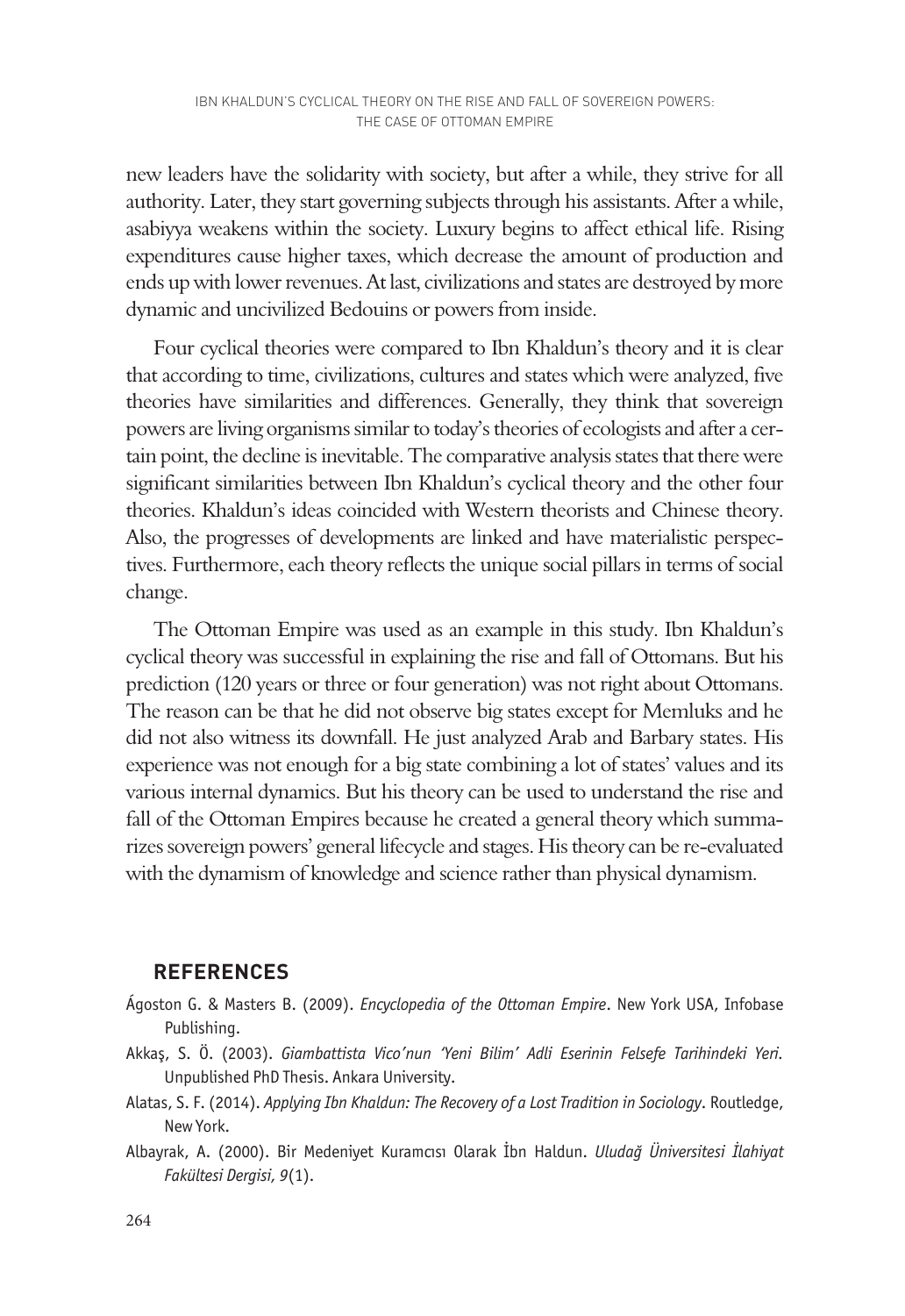new leaders have the solidarity with society, but after a while, they strive for all authority. Later, they start governing subjects through his assistants. After a while, asabiyya weakens within the society. Luxury begins to affect ethical life. Rising expenditures cause higher taxes, which decrease the amount of production and ends up with lower revenues. At last, civilizations and states are destroyed by more dynamic and uncivilized Bedouins or powers from inside.

Four cyclical theories were compared to Ibn Khaldun's theory and it is clear that according to time, civilizations, cultures and states which were analyzed, five theories have similarities and differences. Generally, they think that sovereign powers are living organisms similar to today's theories of ecologists and after a certain point, the decline is inevitable. The comparative analysis states that there were significant similarities between Ibn Khaldun's cyclical theory and the other four theories. Khaldun's ideas coincided with Western theorists and Chinese theory. Also, the progresses of developments are linked and have materialistic perspectives. Furthermore, each theory reflects the unique social pillars in terms of social change.

The Ottoman Empire was used as an example in this study. Ibn Khaldun's cyclical theory was successful in explaining the rise and fall of Ottomans. But his prediction (120 years or three or four generation) was not right about Ottomans. The reason can be that he did not observe big states except for Memluks and he did not also witness its downfall. He just analyzed Arab and Barbary states. His experience was not enough for a big state combining a lot of states' values and its various internal dynamics. But his theory can be used to understand the rise and fall of the Ottoman Empires because he created a general theory which summarizes sovereign powers' general lifecycle and stages. His theory can be re-evaluated with the dynamism of knowledge and science rather than physical dynamism.

## REFERENCES

Ágoston G. & Masters B. (2009). *Encyclopedia of the Ottoman Empire*. New York USA, Infobase Publishing.

Akkaş, S. Ö. (2003). *Giambattista Vico'nun 'Yeni Bilim' Adli Eserinin Felsefe Tarihindeki Yeri*. Unpublished PhD Thesis. Ankara University.

Alatas, S. F. (2014). *Applying Ibn Khaldun: The Recovery of a Lost Tradition in Sociology*. Routledge, New York.

Albayrak, A. (2000). Bir Medeniyet Kuramcısı Olarak İbn Haldun. *Uludağ Üniversitesi İlahiyat Fakültesi Dergisi, 9*(1).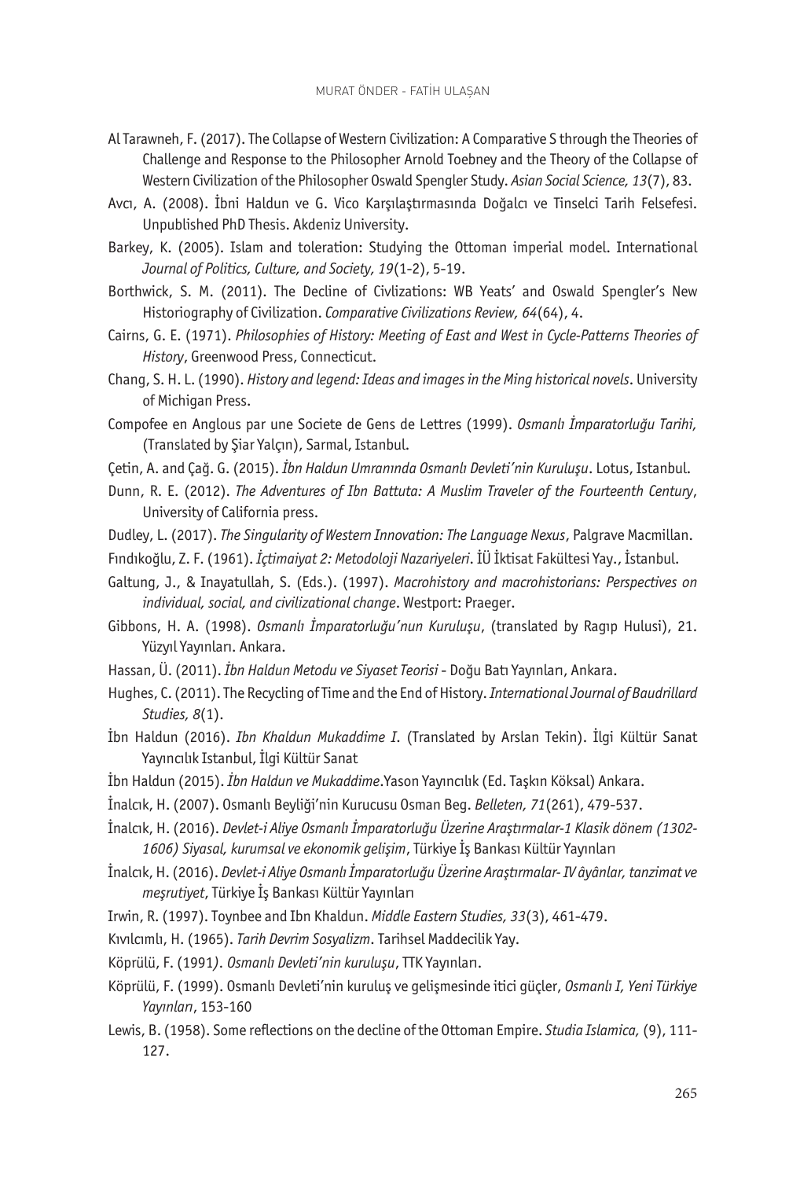Al Tarawneh, F. (2017). The Collapse of Western Civilization: A Comparative S through the Theories of Challenge and Response to the Philosopher Arnold Toebney and the Theory of the Collapse of Western Civilization of the Philosopher Oswald Spengler Study. *Asian Social Science, 13*(7), 83.

Avcı, A. (2008). İbni Haldun ve G. Vico Karşılaştırmasında Doğalcı ve Tinselci Tarih Felsefesi. Unpublished PhD Thesis. Akdeniz University.

Barkey, K. (2005). Islam and toleration: Studying the Ottoman imperial model. International *Journal of Politics, Culture, and Society, 19*(1-2), 5-19.

Borthwick, S. M. (2011). The Decline of Civlizations: WB Yeats' and Oswald Spengler's New Historiography of Civilization. *Comparative Civilizations Review, 64*(64), 4.

Cairns, G. E. (1971). *Philosophies of History: Meeting of East and West in Cycle-Patterns Theories of History*, Greenwood Press, Connecticut.

Chang, S. H. L. (1990). *History and legend: Ideas and images in the Ming historical novels*. University of Michigan Press.

Compofee en Anglous par une Societe de Gens de Lettres (1999). *Osmanlı İmparatorluğu Tarihi,* (Translated by Şiar Yalçın), Sarmal, Istanbul.

Çetin, A. and Çağ. G. (2015). *İbn Haldun Umranında Osmanlı Devleti'nin Kuruluşu*. Lotus, Istanbul.

Dunn, R. E. (2012). *The Adventures of Ibn Battuta: A Muslim Traveler of the Fourteenth Century*, University of California press.

Dudley, L. (2017). *The Singularity of Western Innovation: The Language Nexus*, Palgrave Macmillan.

Fındıkoğlu, Z. F. (1961). *İçtimaiyat 2: Metodoloji Nazariyeleri*. İÜ İktisat Fakültesi Yay., İstanbul.

Galtung, J., & Inayatullah, S. (Eds.). (1997). *Macrohistory and macrohistorians: Perspectives on individual, social, and civilizational change*. Westport: Praeger.

Gibbons, H. A. (1998). *Osmanlı İmparatorluğu'nun Kuruluşu*, (translated by Ragıp Hulusi), 21. Yüzyıl Yayınları. Ankara.

Hassan, Ü. (2011). *İbn Haldun Metodu ve Siyaset Teorisi* - Doğu Batı Yayınları, Ankara.

Hughes, C. (2011). The Recycling of Time and the End of History. *International Journal of Baudrillard Studies, 8*(1).

İbn Haldun (2016). *Ibn Khaldun Mukaddime I*. (Translated by Arslan Tekin). İlgi Kültür Sanat Yayıncılık Istanbul, İlgi Kültür Sanat

İbn Haldun (2015). *İbn Haldun ve Mukaddime*.Yason Yayıncılık (Ed. Taşkın Köksal) Ankara.

İnalcık, H. (2007). Osmanlı Beyliği'nin Kurucusu Osman Beg. *Belleten, 71*(261), 479-537.

İnalcık, H. (2016). *Devlet-i Aliye Osmanlı İmparatorluğu Üzerine Araştırmalar-1 Klasik dönem (1302-1606) Siyasal, kurumsal ve ekonomik gelişim*, Türkiye İş Bankası Kültür Yayınları

İnalcık, H. (2016). *Devlet-i Aliye Osmanlı İmparatorluğu Üzerine Araştırmalar- IV âyânlar, tanzimat ve meşrutiyet*, Türkiye İş Bankası Kültür Yayınları

Irwin, R. (1997). Toynbee and Ibn Khaldun. *Middle Eastern Studies, 33*(3), 461-479.

Kıvılcımlı, H. (1965). *Tarih Devrim Sosyalizm*. Tarihsel Maddecilik Yay.

Köprülü, F. (1991*). Osmanlı Devleti'nin kuruluşu*, TTK Yayınları.

Köprülü, F. (1999). Osmanlı Devleti'nin kuruluş ve gelişmesinde itici güçler, *Osmanlı I, Yeni Türkiye Yayınları*, 153-160

Lewis, B. (1958). Some reflections on the decline of the Ottoman Empire. *Studia Islamica,* (9), 111-127.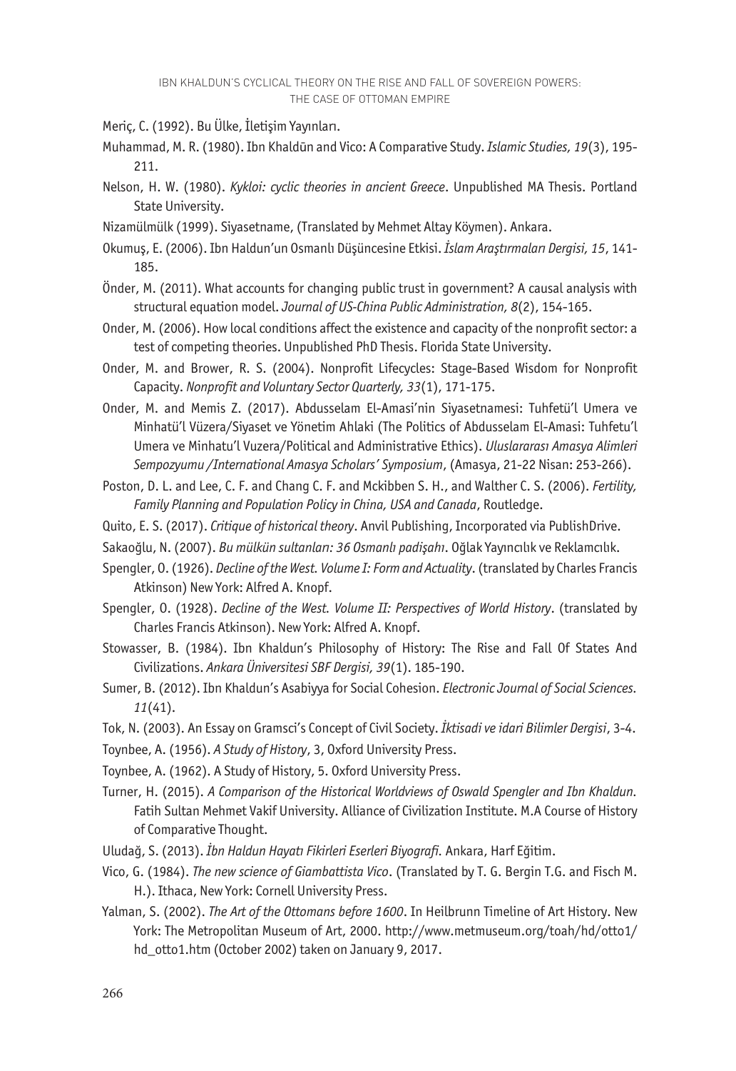Meriç, C. (1992). Bu Ülke, İletişim Yayınları.

Muhammad, M. R. (1980). Ibn Khaldūn and Vico: A Comparative Study. *Islamic Studies, 19*(3), 195-211.

Nelson, H. W. (1980). *Kykloi: cyclic theories in ancient Greece*. Unpublished MA Thesis. Portland State University.

Nizamülmülk (1999). Siyasetname, (Translated by Mehmet Altay Köymen). Ankara.

Okumuş, E. (2006). Ibn Haldun'un Osmanlı Düşüncesine Etkisi. *İslam Araştırmaları Dergisi, 15*, 141-185.

Önder, M. (2011). What accounts for changing public trust in government? A causal analysis with structural equation model. *Journal of US-China Public Administration, 8*(2), 154-165.

Onder, M. (2006). How local conditions affect the existence and capacity of the nonprofit sector: a test of competing theories. Unpublished PhD Thesis. Florida State University.

Onder, M. and Brower, R. S. (2004). Nonprofit Lifecycles: Stage-Based Wisdom for Nonprofit Capacity. *Nonprofit and Voluntary Sector Quarterly, 33*(1), 171-175.

Onder, M. and Memis Z. (2017). Abdusselam El-Amasi'nin Siyasetnamesi: Tuhfetü'l Umera ve Minhatü'l Vüzera/Siyaset ve Yönetim Ahlaki (The Politics of Abdusselam El-Amasi: Tuhfetu'l Umera ve Minhatu'l Vuzera/Political and Administrative Ethics). *Uluslararası Amasya Alimleri Sempozyumu /International Amasya Scholars' Symposium*, (Amasya, 21-22 Nisan: 253-266).

Poston, D. L. and Lee, C. F. and Chang C. F. and Mckibben S. H., and Walther C. S. (2006). *Fertility, Family Planning and Population Policy in China, USA and Canada*, Routledge.

Quito, E. S. (2017). *Critique of historical theory*. Anvil Publishing, Incorporated via PublishDrive.

Sakaoğlu, N. (2007). *Bu mülkün sultanları: 36 Osmanlı padişahı*. Oğlak Yayıncılık ve Reklamcılık.

Spengler, O. (1926). *Decline of the West. Volume I: Form and Actuality*. (translated by Charles Francis Atkinson) New York: Alfred A. Knopf.

Spengler, O. (1928). *Decline of the West. Volume II: Perspectives of World History*. (translated by Charles Francis Atkinson). New York: Alfred A. Knopf.

Stowasser, B. (1984). Ibn Khaldun's Philosophy of History: The Rise and Fall Of States And Civilizations. *Ankara Üniversitesi SBF Dergisi, 39*(1). 185-190.

Sumer, B. (2012). Ibn Khaldun's Asabiyya for Social Cohesion. *Electronic Journal of Social Sciences. 11*(41).

Tok, N. (2003). An Essay on Gramsci's Concept of Civil Society. *İktisadi ve idari Bilimler Dergisi*, 3-4.

Toynbee, A. (1956). *A Study of History*, 3, Oxford University Press.

Toynbee, A. (1962). A Study of History, 5. Oxford University Press.

Turner, H. (2015). *A Comparison of the Historical Worldviews of Oswald Spengler and Ibn Khaldun.* Fatih Sultan Mehmet Vakif University. Alliance of Civilization Institute. M.A Course of History of Comparative Thought.

Uludağ, S. (2013). *İbn Haldun Hayatı Fikirleri Eserleri Biyografi*. Ankara, Harf Eğitim.

Vico, G. (1984). *The new science of Giambattista Vico*. (Translated by T. G. Bergin T.G. and Fisch M. H.). Ithaca, New York: Cornell University Press.

Yalman, S. (2002). *The Art of the Ottomans before 1600*. In Heilbrunn Timeline of Art History. New York: The Metropolitan Museum of Art, 2000. http://www.metmuseum.org/toah/hd/otto1/hd_otto1.htm (October 2002) taken on January 9, 2017.